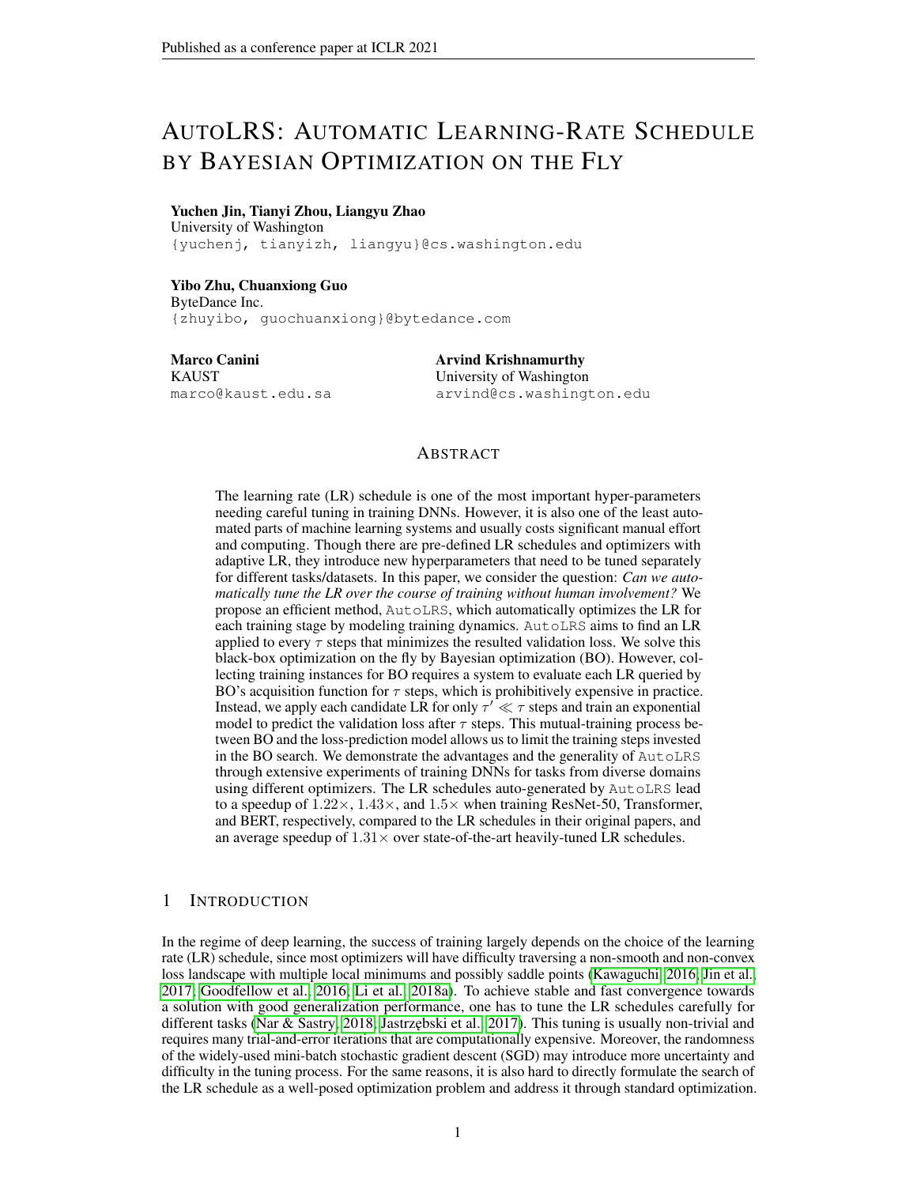# AUTOLRS: AUTOMATIC LEARNING-RATE SCHEDULE BY BAYESIAN OPTIMIZATION ON THE FLY

**Yuchen Jin, Tianyi Zhou, Liangyu Zhao**
University of Washington
{yuchenj, tianyizh, liangyu}@cs.washington.edu

**Yibo Zhu, Chuanxiong Guo**
ByteDance Inc.
{zhuyibo, guochuanxiong}@bytedance.com

**Marco Canini**
KAUST
marco@kaust.edu.sa

**Arvind Krishnamurthy**
University of Washington
arvind@cs.washington.edu

## ABSTRACT

The learning rate (LR) schedule is one of the most important hyper-parameters needing careful tuning in training DNNs. However, it is also one of the least automated parts of machine learning systems and usually costs significant manual effort and computing. Though there are pre-defined LR schedules and optimizers with adaptive LR, they introduce new hyperparameters that need to be tuned separately for different tasks/datasets. In this paper, we consider the question: *Can we automatically tune the LR over the course of training without human involvement?* We propose an efficient method, AutoLRS, which automatically optimizes the LR for each training stage by modeling training dynamics. AutoLRS aims to find an LR applied to every $\tau$ steps that minimizes the resulted validation loss. We solve this black-box optimization on the fly by Bayesian optimization (BO). However, collecting training instances for BO requires a system to evaluate each LR queried by BO's acquisition function for $\tau$ steps, which is prohibitively expensive in practice. Instead, we apply each candidate LR for only $\tau' \ll \tau$ steps and train an exponential model to predict the validation loss after $\tau$ steps. This mutual-training process between BO and the loss-prediction model allows us to limit the training steps invested in the BO search. We demonstrate the advantages and the generality of AutoLRS through extensive experiments of training DNNs for tasks from diverse domains using different optimizers. The LR schedules auto-generated by AutoLRS lead to a speedup of $1.22\times$, $1.43\times$, and $1.5\times$ when training ResNet-50, Transformer, and BERT, respectively, compared to the LR schedules in their original papers, and an average speedup of $1.31\times$ over state-of-the-art heavily-tuned LR schedules.

## 1 INTRODUCTION

In the regime of deep learning, the success of training largely depends on the choice of the learning rate (LR) schedule, since most optimizers will have difficulty traversing a non-smooth and non-convex loss landscape with multiple local minimums and possibly saddle points (Kawaguchi, 2016; Jin et al., 2017; Goodfellow et al., 2016; Li et al., 2018a). To achieve stable and fast convergence towards a solution with good generalization performance, one has to tune the LR schedules carefully for different tasks (Nar & Sastry, 2018; Jastrzębski et al., 2017). This tuning is usually non-trivial and requires many trial-and-error iterations that are computationally expensive. Moreover, the randomness of the widely-used mini-batch stochastic gradient descent (SGD) may introduce more uncertainty and difficulty in the tuning process. For the same reasons, it is also hard to directly formulate the search of the LR schedule as a well-posed optimization problem and address it through standard optimization.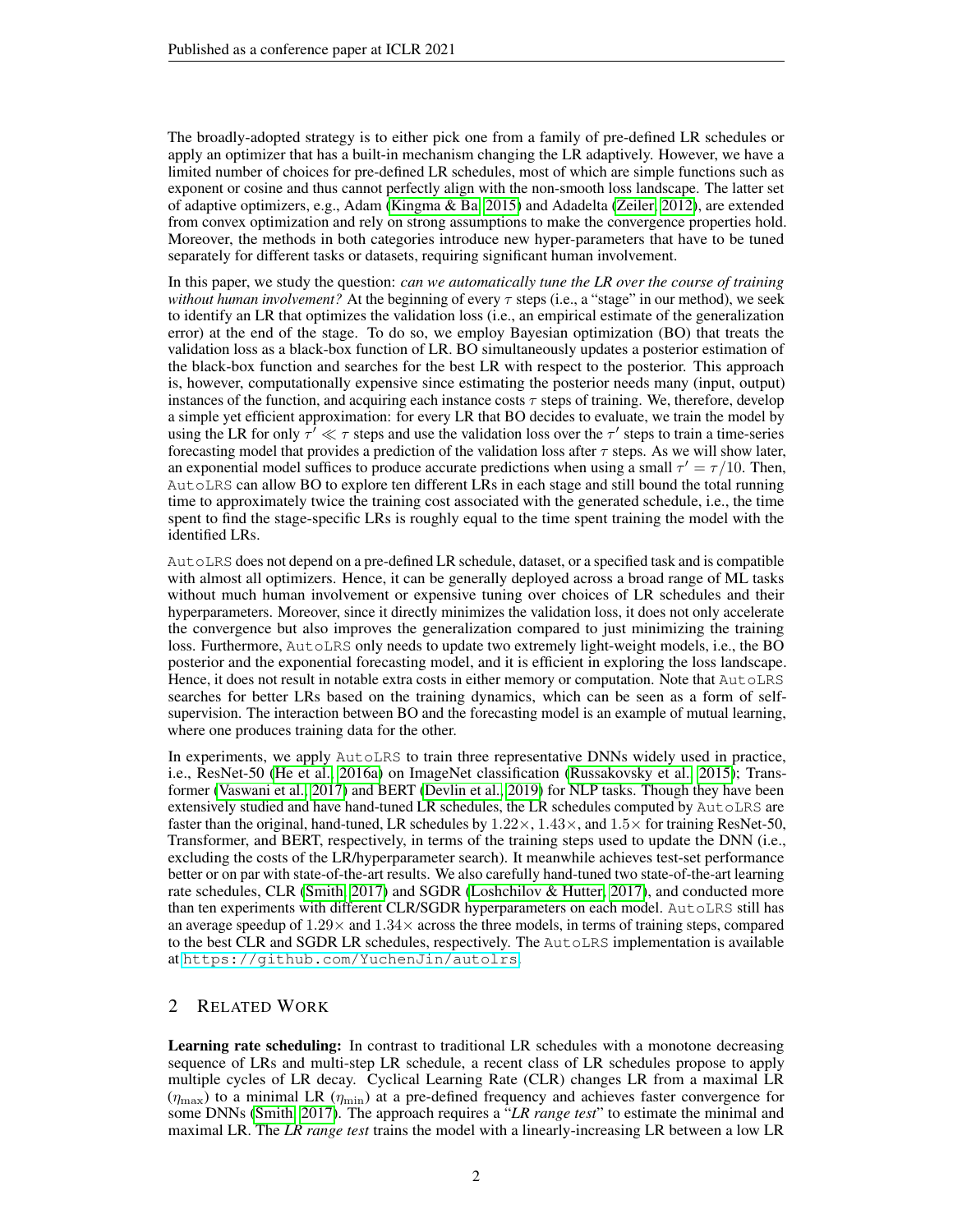The broadly-adopted strategy is to either pick one from a family of pre-defined LR schedules or apply an optimizer that has a built-in mechanism changing the LR adaptively. However, we have a limited number of choices for pre-defined LR schedules, most of which are simple functions such as exponent or cosine and thus cannot perfectly align with the non-smooth loss landscape. The latter set of adaptive optimizers, e.g., Adam (Kingma & Ba, 2015) and Adadelta (Zeiler, 2012), are extended from convex optimization and rely on strong assumptions to make the convergence properties hold. Moreover, the methods in both categories introduce new hyper-parameters that have to be tuned separately for different tasks or datasets, requiring significant human involvement.

In this paper, we study the question: *can we automatically tune the LR over the course of training without human involvement?* At the beginning of every $\tau$ steps (i.e., a "stage" in our method), we seek to identify an LR that optimizes the validation loss (i.e., an empirical estimate of the generalization error) at the end of the stage. To do so, we employ Bayesian optimization (BO) that treats the validation loss as a black-box function of LR. BO simultaneously updates a posterior estimation of the black-box function and searches for the best LR with respect to the posterior. This approach is, however, computationally expensive since estimating the posterior needs many (input, output) instances of the function, and acquiring each instance costs $\tau$ steps of training. We, therefore, develop a simple yet efficient approximation: for every LR that BO decides to evaluate, we train the model by using the LR for only $\tau' \ll \tau$ steps and use the validation loss over the $\tau'$ steps to train a time-series forecasting model that provides a prediction of the validation loss after $\tau$ steps. As we will show later, an exponential model suffices to produce accurate predictions when using a small $\tau' = \tau/10$. Then, AutoLRS can allow BO to explore ten different LRs in each stage and still bound the total running time to approximately twice the training cost associated with the generated schedule, i.e., the time spent to find the stage-specific LRs is roughly equal to the time spent training the model with the identified LRs.

AutoLRS does not depend on a pre-defined LR schedule, dataset, or a specified task and is compatible with almost all optimizers. Hence, it can be generally deployed across a broad range of ML tasks without much human involvement or expensive tuning over choices of LR schedules and their hyperparameters. Moreover, since it directly minimizes the validation loss, it does not only accelerate the convergence but also improves the generalization compared to just minimizing the training loss. Furthermore, AutoLRS only needs to update two extremely light-weight models, i.e., the BO posterior and the exponential forecasting model, and it is efficient in exploring the loss landscape. Hence, it does not result in notable extra costs in either memory or computation. Note that AutoLRS searches for better LRs based on the training dynamics, which can be seen as a form of self-supervision. The interaction between BO and the forecasting model is an example of mutual learning, where one produces training data for the other.

In experiments, we apply AutoLRS to train three representative DNNs widely used in practice, i.e., ResNet-50 (He et al., 2016a) on ImageNet classification (Russakovsky et al., 2015); Transformer (Vaswani et al., 2017) and BERT (Devlin et al., 2019) for NLP tasks. Though they have been extensively studied and have hand-tuned LR schedules, the LR schedules computed by AutoLRS are faster than the original, hand-tuned, LR schedules by $1.22\times$, $1.43\times$, and $1.5\times$ for training ResNet-50, Transformer, and BERT, respectively, in terms of the training steps used to update the DNN (i.e., excluding the costs of the LR/hyperparameter search). It meanwhile achieves test-set performance better or on par with state-of-the-art results. We also carefully hand-tuned two state-of-the-art learning rate schedules, CLR (Smith, 2017) and SGDR (Loshchilov & Hutter, 2017), and conducted more than ten experiments with different CLR/SGDR hyperparameters on each model. AutoLRS still has an average speedup of $1.29\times$ and $1.34\times$ across the three models, in terms of training steps, compared to the best CLR and SGDR LR schedules, respectively. The AutoLRS implementation is available at https://github.com/YuchenJin/autolrs.

## 2 Related Work

**Learning rate scheduling:** In contrast to traditional LR schedules with a monotone decreasing sequence of LRs and multi-step LR schedule, a recent class of LR schedules propose to apply multiple cycles of LR decay. Cyclical Learning Rate (CLR) changes LR from a maximal LR ($\eta_{\max}$) to a minimal LR ($\eta_{\min}$) at a pre-defined frequency and achieves faster convergence for some DNNs (Smith, 2017). The approach requires a "*LR range test*" to estimate the minimal and maximal LR. The *LR range test* trains the model with a linearly-increasing LR between a low LR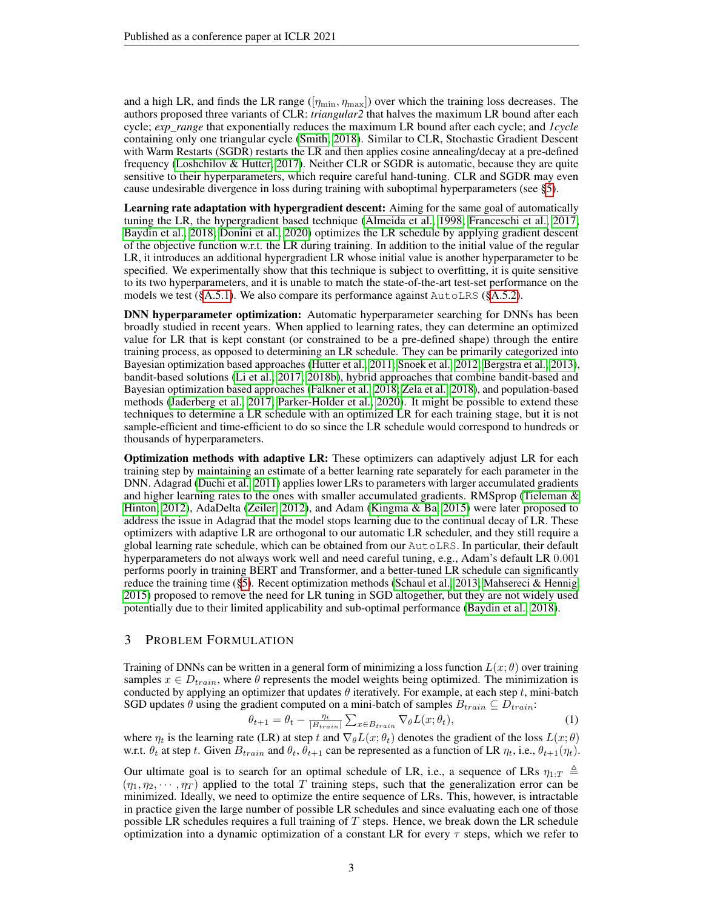and a high LR, and finds the LR range ($[\eta_{\min}, \eta_{\max}]$) over which the training loss decreases. The authors proposed three variants of CLR: *triangular2* that halves the maximum LR bound after each cycle; *exp_range* that exponentially reduces the maximum LR bound after each cycle; and *1cycle* containing only one triangular cycle (Smith, 2018). Similar to CLR, Stochastic Gradient Descent with Warm Restarts (SGDR) restarts the LR and then applies cosine annealing/decay at a pre-defined frequency (Loshchilov & Hutter, 2017). Neither CLR or SGDR is automatic, because they are quite sensitive to their hyperparameters, which require careful hand-tuning. CLR and SGDR may even cause undesirable divergence in loss during training with suboptimal hyperparameters (see §5).

**Learning rate adaptation with hypergradient descent:** Aiming for the same goal of automatically tuning the LR, the hypergradient based technique (Almeida et al., 1998; Franceschi et al., 2017; Baydin et al., 2018; Donini et al., 2020) optimizes the LR schedule by applying gradient descent of the objective function w.r.t. the LR during training. In addition to the initial value of the regular LR, it introduces an additional hypergradient LR whose initial value is another hyperparameter to be specified. We experimentally show that this technique is subject to overfitting, it is quite sensitive to its two hyperparameters, and it is unable to match the state-of-the-art test-set performance on the models we test (§A.5.1). We also compare its performance against AutoLRS (§A.5.2).

**DNN hyperparameter optimization:** Automatic hyperparameter searching for DNNs has been broadly studied in recent years. When applied to learning rates, they can determine an optimized value for LR that is kept constant (or constrained to be a pre-defined shape) through the entire training process, as opposed to determining an LR schedule. They can be primarily categorized into Bayesian optimization based approaches (Hutter et al., 2011; Snoek et al., 2012; Bergstra et al., 2013), bandit-based solutions (Li et al., 2017; 2018b), hybrid approaches that combine bandit-based and Bayesian optimization based approaches (Falkner et al., 2018; Zela et al., 2018), and population-based methods (Jaderberg et al., 2017; Parker-Holder et al., 2020). It might be possible to extend these techniques to determine a LR schedule with an optimized LR for each training stage, but it is not sample-efficient and time-efficient to do so since the LR schedule would correspond to hundreds or thousands of hyperparameters.

**Optimization methods with adaptive LR:** These optimizers can adaptively adjust LR for each training step by maintaining an estimate of a better learning rate separately for each parameter in the DNN. Adagrad (Duchi et al., 2011) applies lower LRs to parameters with larger accumulated gradients and higher learning rates to the ones with smaller accumulated gradients. RMSprop (Tieleman & Hinton, 2012), AdaDelta (Zeiler, 2012), and Adam (Kingma & Ba, 2015) were later proposed to address the issue in Adagrad that the model stops learning due to the continual decay of LR. These optimizers with adaptive LR are orthogonal to our automatic LR scheduler, and they still require a global learning rate schedule, which can be obtained from our AutoLRS. In particular, their default hyperparameters do not always work well and need careful tuning, e.g., Adam's default LR 0.001 performs poorly in training BERT and Transformer, and a better-tuned LR schedule can significantly reduce the training time (§5). Recent optimization methods (Schaul et al., 2013; Mahsereci & Hennig, 2015) proposed to remove the need for LR tuning in SGD altogether, but they are not widely used potentially due to their limited applicability and sub-optimal performance (Baydin et al., 2018).

## 3 Problem Formulation

Training of DNNs can be written in a general form of minimizing a loss function $L(x;\theta)$ over training samples $x \in D_{train}$, where $\theta$ represents the model weights being optimized. The minimization is conducted by applying an optimizer that updates $\theta$ iteratively. For example, at each step $t$, mini-batch SGD updates $\theta$ using the gradient computed on a mini-batch of samples $B_{train} \subseteq D_{train}$:

$$\theta_{t+1} = \theta_t - \frac{\eta_t}{|B_{train}|} \sum_{x \in B_{train}} \nabla_\theta L(x;\theta_t), \tag{1}$$

where $\eta_t$ is the learning rate (LR) at step $t$ and $\nabla_\theta L(x;\theta_t)$ denotes the gradient of the loss $L(x;\theta)$ w.r.t. $\theta_t$ at step $t$. Given $B_{train}$ and $\theta_t$, $\theta_{t+1}$ can be represented as a function of LR $\eta_t$, i.e., $\theta_{t+1}(\eta_t)$.

Our ultimate goal is to search for an optimal schedule of LR, i.e., a sequence of LRs $\eta_{1:T} \triangleq (\eta_1, \eta_2, \cdots, \eta_T)$ applied to the total $T$ training steps, such that the generalization error can be minimized. Ideally, we need to optimize the entire sequence of LRs. This, however, is intractable in practice given the large number of possible LR schedules and since evaluating each one of those possible LR schedules requires a full training of $T$ steps. Hence, we break down the LR schedule optimization into a dynamic optimization of a constant LR for every $\tau$ steps, which we refer to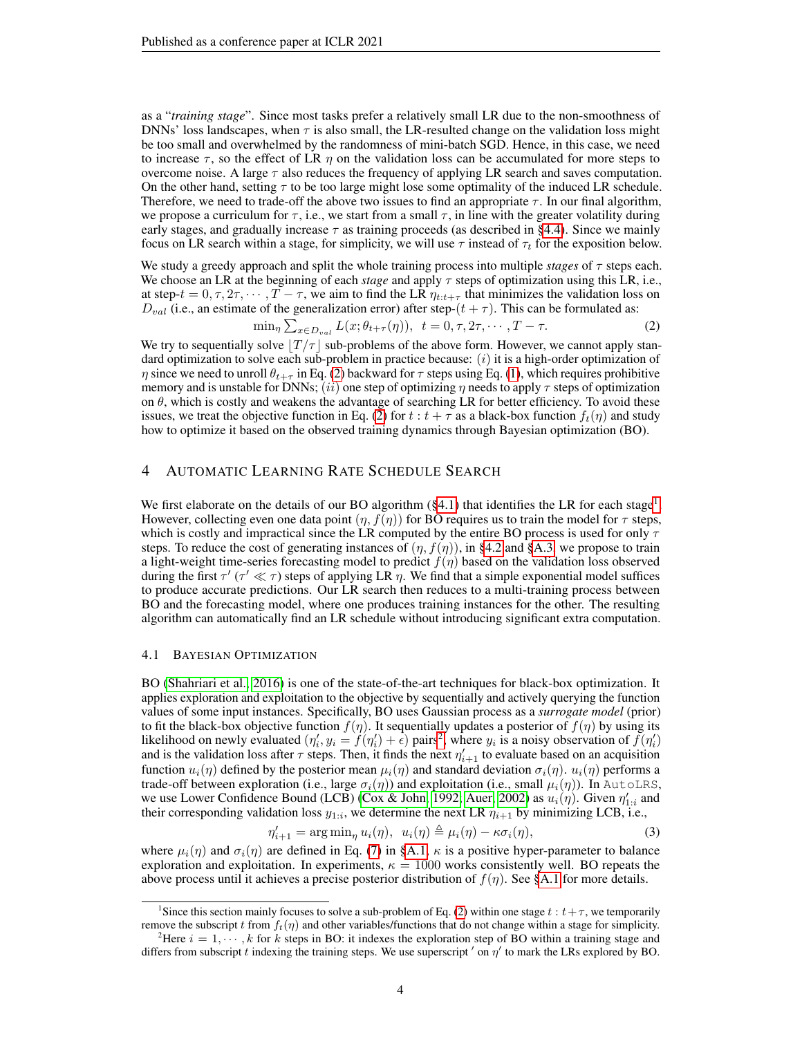as a "*training stage*". Since most tasks prefer a relatively small LR due to the non-smoothness of DNNs' loss landscapes, when $\tau$ is also small, the LR-resulted change on the validation loss might be too small and overwhelmed by the randomness of mini-batch SGD. Hence, in this case, we need to increase $\tau$, so the effect of LR $\eta$ on the validation loss can be accumulated for more steps to overcome noise. A large $\tau$ also reduces the frequency of applying LR search and saves computation. On the other hand, setting $\tau$ to be too large might lose some optimality of the induced LR schedule. Therefore, we need to trade-off the above two issues to find an appropriate $\tau$. In our final algorithm, we propose a curriculum for $\tau$, i.e., we start from a small $\tau$, in line with the greater volatility during early stages, and gradually increase $\tau$ as training proceeds (as described in §4.4). Since we mainly focus on LR search within a stage, for simplicity, we will use $\tau$ instead of $\tau_t$ for the exposition below.

We study a greedy approach and split the whole training process into multiple *stages* of $\tau$ steps each. We choose an LR at the beginning of each *stage* and apply $\tau$ steps of optimization using this LR, i.e., at step-$t = 0, \tau, 2\tau, \cdots, T-\tau$, we aim to find the LR $\eta_{t:t+\tau}$ that minimizes the validation loss on $D_{val}$ (i.e., an estimate of the generalization error) after step-$(t+\tau)$. This can be formulated as:

$$\min_\eta \sum_{x \in D_{val}} L(x; \theta_{t+\tau}(\eta)), \quad t = 0, \tau, 2\tau, \cdots, T-\tau. \tag{2}$$

We try to sequentially solve $\lfloor T/\tau \rfloor$ sub-problems of the above form. However, we cannot apply standard optimization to solve each sub-problem in practice because: $(i)$ it is a high-order optimization of $\eta$ since we need to unroll $\theta_{t+\tau}$ in Eq. (2) backward for $\tau$ steps using Eq. (1), which requires prohibitive memory and is unstable for DNNs; $(ii)$ one step of optimizing $\eta$ needs to apply $\tau$ steps of optimization on $\theta$, which is costly and weakens the advantage of searching LR for better efficiency. To avoid these issues, we treat the objective function in Eq. (2) for $t : t+\tau$ as a black-box function $f_t(\eta)$ and study how to optimize it based on the observed training dynamics through Bayesian optimization (BO).

# 4 Automatic Learning Rate Schedule Search

We first elaborate on the details of our BO algorithm (§4.1) that identifies the LR for each stage[1]. However, collecting even one data point $(\eta, f(\eta))$ for BO requires us to train the model for $\tau$ steps, which is costly and impractical since the LR computed by the entire BO process is used for only $\tau$ steps. To reduce the cost of generating instances of $(\eta, f(\eta))$, in §4.2 and §A.3, we propose to train a light-weight time-series forecasting model to predict $f(\eta)$ based on the validation loss observed during the first $\tau'$ ($\tau' \ll \tau$) steps of applying LR $\eta$. We find that a simple exponential model suffices to produce accurate predictions. Our LR search then reduces to a multi-training process between BO and the forecasting model, where one produces training instances for the other. The resulting algorithm can automatically find an LR schedule without introducing significant extra computation.

## 4.1 Bayesian Optimization

BO (Shahriari et al., 2016) is one of the state-of-the-art techniques for black-box optimization. It applies exploration and exploitation to the objective by sequentially and actively querying the function values of some input instances. Specifically, BO uses Gaussian process as a *surrogate model* (prior) to fit the black-box objective function $f(\eta)$. It sequentially updates a posterior of $f(\eta)$ by using its likelihood on newly evaluated $(\eta'_i, y_i = f(\eta'_i) + \epsilon)$ pairs[2], where $y_i$ is a noisy observation of $f(\eta'_i)$ and is the validation loss after $\tau$ steps. Then, it finds the next $\eta'_{i+1}$ to evaluate based on an acquisition function $u_i(\eta)$ defined by the posterior mean $\mu_i(\eta)$ and standard deviation $\sigma_i(\eta)$. $u_i(\eta)$ performs a trade-off between exploration (i.e., large $\sigma_i(\eta)$) and exploitation (i.e., small $\mu_i(\eta)$). In AutoLRS, we use Lower Confidence Bound (LCB) (Cox & John, 1992; Auer, 2002) as $u_i(\eta)$. Given $\eta'_{1:i}$ and their corresponding validation loss $y_{1:i}$, we determine the next LR $\eta_{i+1}$ by minimizing LCB, i.e.,

$$\eta'_{i+1} = \arg\min_\eta u_i(\eta), \quad u_i(\eta) \triangleq \mu_i(\eta) - \kappa \sigma_i(\eta), \tag{3}$$

where $\mu_i(\eta)$ and $\sigma_i(\eta)$ are defined in Eq. (7) in §A.1, $\kappa$ is a positive hyper-parameter to balance exploration and exploitation. In experiments, $\kappa = 1000$ works consistently well. BO repeats the above process until it achieves a precise posterior distribution of $f(\eta)$. See §A.1 for more details.

---

[1] Since this section mainly focuses to solve a sub-problem of Eq. (2) within one stage $t : t+\tau$, we temporarily remove the subscript $t$ from $f_t(\eta)$ and other variables/functions that do not change within a stage for simplicity.

[2] Here $i = 1, \cdots, k$ for $k$ steps in BO: it indexes the exploration step of BO within a training stage and differs from subscript $t$ indexing the training steps. We use superscript $'$ on $\eta'$ to mark the LRs explored by BO.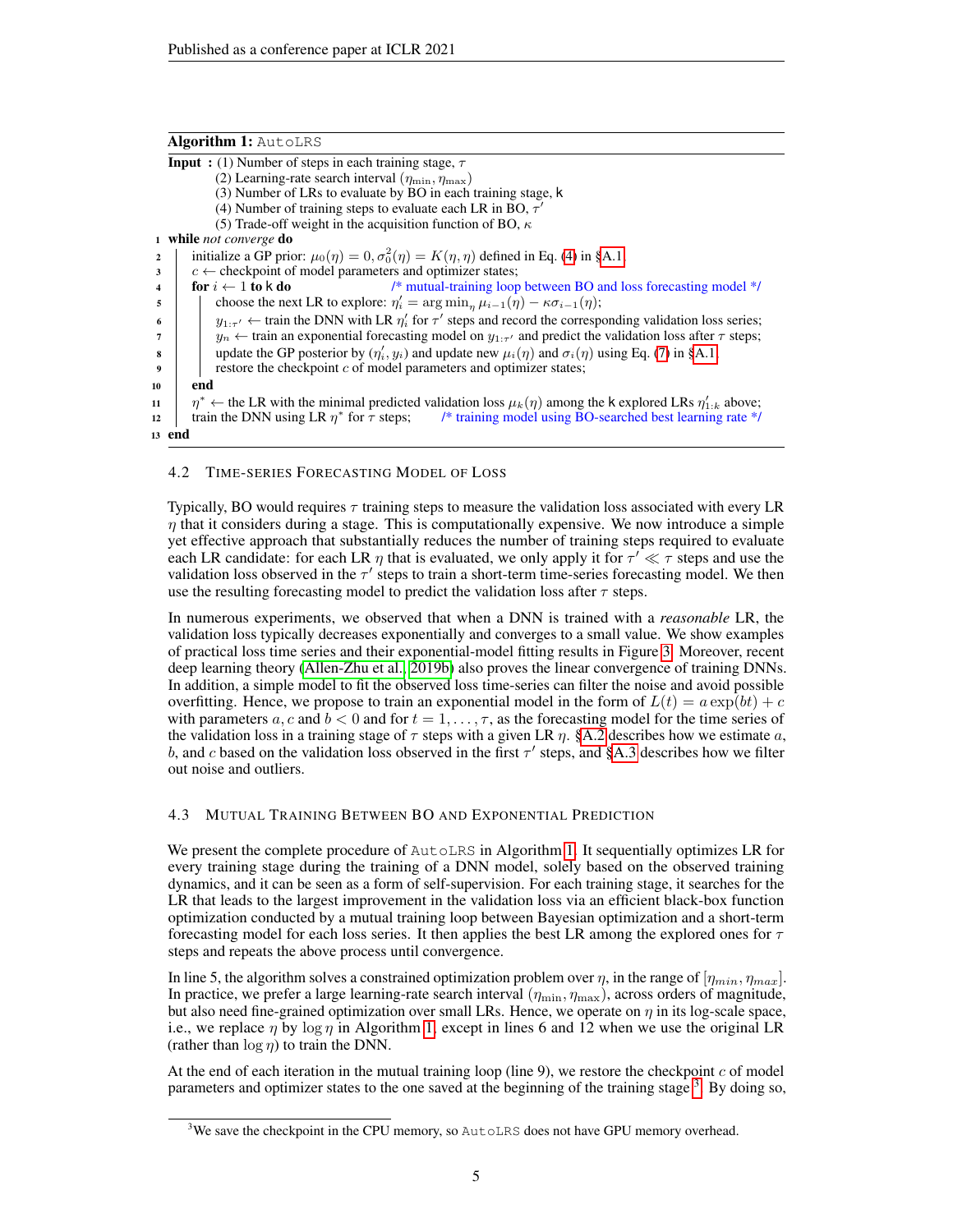**Algorithm 1:** AutoLRS

```
Input : (1) Number of steps in each training stage, τ
        (2) Learning-rate search interval (η_min, η_max)
        (3) Number of LRs to evaluate by BO in each training stage, k
        (4) Number of training steps to evaluate each LR in BO, τ'
        (5) Trade-off weight in the acquisition function of BO, κ
1  while not converge do
2      initialize a GP prior: μ_0(η) = 0, σ_0^2(η) = K(η, η) defined in Eq. (4) in §A.1;
3      c ← checkpoint of model parameters and optimizer states;
4      for i ← 1 to k do            /* mutual-training loop between BO and loss forecasting model */
5          choose the next LR to explore: η'_i = arg min_η μ_{i-1}(η) − κσ_{i-1}(η);
6          y_{1:τ'} ← train the DNN with LR η'_i for τ' steps and record the corresponding validation loss series;
7          y_n ← train an exponential forecasting model on y_{1:τ'} and predict the validation loss after τ steps;
8          update the GP posterior by (η'_i, y_i) and update new μ_i(η) and σ_i(η) using Eq. (7) in §A.1;
9          restore the checkpoint c of model parameters and optimizer states;
10     end
11     η* ← the LR with the minimal predicted validation loss μ_k(η) among the k explored LRs η'_{1:k} above;
12     train the DNN using LR η* for τ steps;       /* training model using BO-searched best learning rate */
13 end
```

### 4.2 Time-Series Forecasting Model of Loss

Typically, BO would requires $\tau$ training steps to measure the validation loss associated with every LR $\eta$ that it considers during a stage. This is computationally expensive. We now introduce a simple yet effective approach that substantially reduces the number of training steps required to evaluate each LR candidate: for each LR $\eta$ that is evaluated, we only apply it for $\tau' \ll \tau$ steps and use the validation loss observed in the $\tau'$ steps to train a short-term time-series forecasting model. We then use the resulting forecasting model to predict the validation loss after $\tau$ steps.

In numerous experiments, we observed that when a DNN is trained with a *reasonable* LR, the validation loss typically decreases exponentially and converges to a small value. We show examples of practical loss time series and their exponential-model fitting results in Figure 3. Moreover, recent deep learning theory (Allen-Zhu et al., 2019b) also proves the linear convergence of training DNNs. In addition, a simple model to fit the observed loss time-series can filter the noise and avoid possible overfitting. Hence, we propose to train an exponential model in the form of $L(t) = a\exp(bt) + c$ with parameters $a, c$ and $b < 0$ and for $t = 1, \ldots, \tau$, as the forecasting model for the time series of the validation loss in a training stage of $\tau$ steps with a given LR $\eta$. §A.2 describes how we estimate $a$, $b$, and $c$ based on the validation loss observed in the first $\tau'$ steps, and §A.3 describes how we filter out noise and outliers.

### 4.3 Mutual Training Between BO and Exponential Prediction

We present the complete procedure of AutoLRS in Algorithm 1. It sequentially optimizes LR for every training stage during the training of a DNN model, solely based on the observed training dynamics, and it can be seen as a form of self-supervision. For each training stage, it searches for the LR that leads to the largest improvement in the validation loss via an efficient black-box function optimization conducted by a mutual training loop between Bayesian optimization and a short-term forecasting model for each loss series. It then applies the best LR among the explored ones for $\tau$ steps and repeats the above process until convergence.

In line 5, the algorithm solves a constrained optimization problem over $\eta$, in the range of $[\eta_{min}, \eta_{max}]$. In practice, we prefer a large learning-rate search interval $(\eta_{\min}, \eta_{\max})$, across orders of magnitude, but also need fine-grained optimization over small LRs. Hence, we operate on $\eta$ in its log-scale space, i.e., we replace $\eta$ by $\log \eta$ in Algorithm 1, except in lines 6 and 12 when we use the original LR (rather than $\log \eta$) to train the DNN.

At the end of each iteration in the mutual training loop (line 9), we restore the checkpoint $c$ of model parameters and optimizer states to the one saved at the beginning of the training stage[3]. By doing so,

[3] We save the checkpoint in the CPU memory, so AutoLRS does not have GPU memory overhead.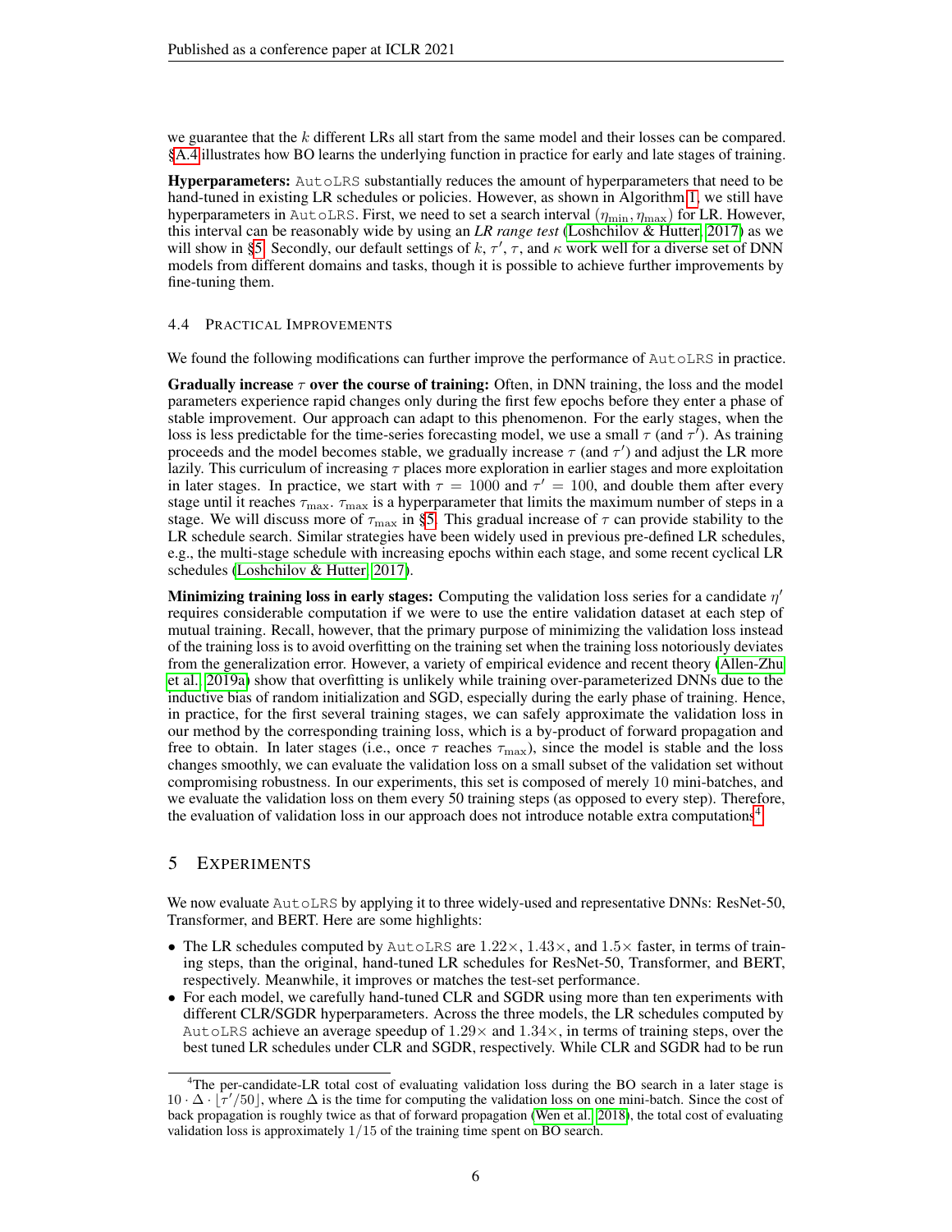we guarantee that the $k$ different LRs all start from the same model and their losses can be compared. §A.4 illustrates how BO learns the underlying function in practice for early and late stages of training.

**Hyperparameters:** AutoLRS substantially reduces the amount of hyperparameters that need to be hand-tuned in existing LR schedules or policies. However, as shown in Algorithm 1, we still have hyperparameters in AutoLRS. First, we need to set a search interval $(\eta_{\min}, \eta_{\max})$ for LR. However, this interval can be reasonably wide by using an *LR range test* (Loshchilov & Hutter, 2017) as we will show in §5. Secondly, our default settings of $k$, $\tau'$, $\tau$, and $\kappa$ work well for a diverse set of DNN models from different domains and tasks, though it is possible to achieve further improvements by fine-tuning them.

### 4.4 Practical Improvements

We found the following modifications can further improve the performance of AutoLRS in practice.

**Gradually increase $\tau$ over the course of training:** Often, in DNN training, the loss and the model parameters experience rapid changes only during the first few epochs before they enter a phase of stable improvement. Our approach can adapt to this phenomenon. For the early stages, when the loss is less predictable for the time-series forecasting model, we use a small $\tau$ (and $\tau'$). As training proceeds and the model becomes stable, we gradually increase $\tau$ (and $\tau'$) and adjust the LR more lazily. This curriculum of increasing $\tau$ places more exploration in earlier stages and more exploitation in later stages. In practice, we start with $\tau = 1000$ and $\tau' = 100$, and double them after every stage until it reaches $\tau_{\max}$. $\tau_{\max}$ is a hyperparameter that limits the maximum number of steps in a stage. We will discuss more of $\tau_{\max}$ in §5. This gradual increase of $\tau$ can provide stability to the LR schedule search. Similar strategies have been widely used in previous pre-defined LR schedules, e.g., the multi-stage schedule with increasing epochs within each stage, and some recent cyclical LR schedules (Loshchilov & Hutter, 2017).

**Minimizing training loss in early stages:** Computing the validation loss series for a candidate $\eta'$ requires considerable computation if we were to use the entire validation dataset at each step of mutual training. Recall, however, that the primary purpose of minimizing the validation loss instead of the training loss is to avoid overfitting on the training set when the training loss notoriously deviates from the generalization error. However, a variety of empirical evidence and recent theory (Allen-Zhu et al., 2019a) show that overfitting is unlikely while training over-parameterized DNNs due to the inductive bias of random initialization and SGD, especially during the early phase of training. Hence, in practice, for the first several training stages, we can safely approximate the validation loss in our method by the corresponding training loss, which is a by-product of forward propagation and free to obtain. In later stages (i.e., once $\tau$ reaches $\tau_{\max}$), since the model is stable and the loss changes smoothly, we can evaluate the validation loss on a small subset of the validation set without compromising robustness. In our experiments, this set is composed of merely 10 mini-batches, and we evaluate the validation loss on them every 50 training steps (as opposed to every step). Therefore, the evaluation of validation loss in our approach does not introduce notable extra computations[4].

## 5 Experiments

We now evaluate AutoLRS by applying it to three widely-used and representative DNNs: ResNet-50, Transformer, and BERT. Here are some highlights:

- The LR schedules computed by AutoLRS are $1.22\times$, $1.43\times$, and $1.5\times$ faster, in terms of training steps, than the original, hand-tuned LR schedules for ResNet-50, Transformer, and BERT, respectively. Meanwhile, it improves or matches the test-set performance.
- For each model, we carefully hand-tuned CLR and SGDR using more than ten experiments with different CLR/SGDR hyperparameters. Across the three models, the LR schedules computed by AutoLRS achieve an average speedup of $1.29\times$ and $1.34\times$, in terms of training steps, over the best tuned LR schedules under CLR and SGDR, respectively. While CLR and SGDR had to be run

[4] The per-candidate-LR total cost of evaluating validation loss during the BO search in a later stage is $10 \cdot \Delta \cdot \lfloor \tau'/50 \rfloor$, where $\Delta$ is the time for computing the validation loss on one mini-batch. Since the cost of back propagation is roughly twice as that of forward propagation (Wen et al., 2018), the total cost of evaluating validation loss is approximately $1/15$ of the training time spent on BO search.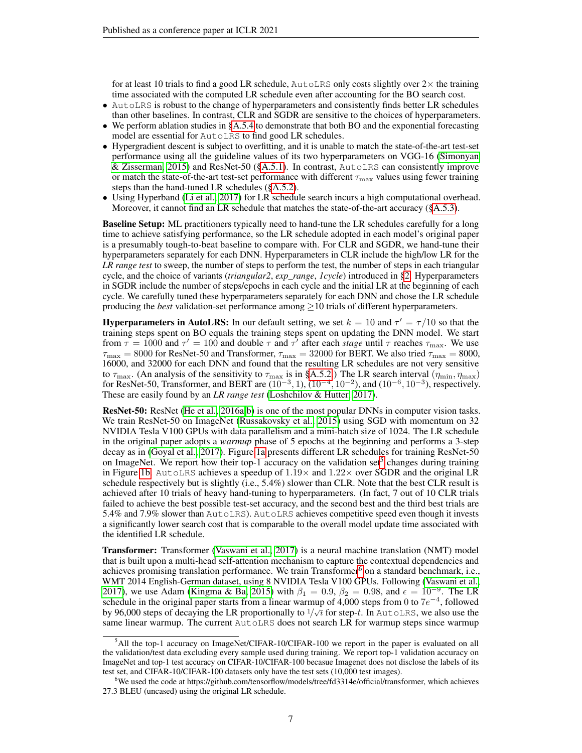for at least 10 trials to find a good LR schedule, AutoLRS only costs slightly over 2× the training time associated with the computed LR schedule even after accounting for the BO search cost.

- AutoLRS is robust to the change of hyperparameters and consistently finds better LR schedules than other baselines. In contrast, CLR and SGDR are sensitive to the choices of hyperparameters.
- We perform ablation studies in §A.5.4 to demonstrate that both BO and the exponential forecasting model are essential for AutoLRS to find good LR schedules.
- Hypergradient descent is subject to overfitting, and it is unable to match the state-of-the-art test-set performance using all the guideline values of its two hyperparameters on VGG-16 (Simonyan & Zisserman, 2015) and ResNet-50 (§A.5.1). In contrast, AutoLRS can consistently improve or match the state-of-the-art test-set performance with different $\tau_{\max}$ values using fewer training steps than the hand-tuned LR schedules (§A.5.2).
- Using Hyperband (Li et al., 2017) for LR schedule search incurs a high computational overhead. Moreover, it cannot find an LR schedule that matches the state-of-the-art accuracy (§A.5.3).

**Baseline Setup:** ML practitioners typically need to hand-tune the LR schedules carefully for a long time to achieve satisfying performance, so the LR schedule adopted in each model's original paper is a presumably tough-to-beat baseline to compare with. For CLR and SGDR, we hand-tune their hyperparameters separately for each DNN. Hyperparameters in CLR include the high/low LR for the *LR range test* to sweep, the number of steps to perform the test, the number of steps in each triangular cycle, and the choice of variants (*triangular2*, *exp_range*, *1cycle*) introduced in §2. Hyperparameters in SGDR include the number of steps/epochs in each cycle and the initial LR at the beginning of each cycle. We carefully tuned these hyperparameters separately for each DNN and chose the LR schedule producing the *best* validation-set performance among $\geq$10 trials of different hyperparameters.

**Hyperparameters in AutoLRS:** In our default setting, we set $k = 10$ and $\tau' = \tau/10$ so that the training steps spent on BO equals the training steps spent on updating the DNN model. We start from $\tau = 1000$ and $\tau' = 100$ and double $\tau$ and $\tau'$ after each *stage* until $\tau$ reaches $\tau_{\max}$. We use $\tau_{\max} = 8000$ for ResNet-50 and Transformer, $\tau_{\max} = 32000$ for BERT. We also tried $\tau_{\max} = 8000$, 16000, and 32000 for each DNN and found that the resulting LR schedules are not very sensitive to $\tau_{\max}$. (An analysis of the sensitivity to $\tau_{\max}$ is in §A.5.2.) The LR search interval $(\eta_{\min}, \eta_{\max})$ for ResNet-50, Transformer, and BERT are $(10^{-3}, 1)$, $(10^{-4}, 10^{-2})$, and $(10^{-6}, 10^{-3})$, respectively. These are easily found by an *LR range test* (Loshchilov & Hutter, 2017).

**ResNet-50:** ResNet (He et al., 2016a;b) is one of the most popular DNNs in computer vision tasks. We train ResNet-50 on ImageNet (Russakovsky et al., 2015) using SGD with momentum on 32 NVIDIA Tesla V100 GPUs with data parallelism and a mini-batch size of 1024. The LR schedule in the original paper adopts a *warmup* phase of 5 epochs at the beginning and performs a 3-step decay as in (Goyal et al., 2017). Figure 1a presents different LR schedules for training ResNet-50 on ImageNet. We report how their top-1 accuracy on the validation set[5] changes during training in Figure 1b. AutoLRS achieves a speedup of 1.19× and 1.22× over SGDR and the original LR schedule respectively but is slightly (i.e., 5.4%) slower than CLR. Note that the best CLR result is achieved after 10 trials of heavy hand-tuning to hyperparameters. (In fact, 7 out of 10 CLR trials failed to achieve the best possible test-set accuracy, and the second best and the third best trials are 5.4% and 7.9% slower than AutoLRS). AutoLRS achieves competitive speed even though it invests a significantly lower search cost that is comparable to the overall model update time associated with the identified LR schedule.

**Transformer:** Transformer (Vaswani et al., 2017) is a neural machine translation (NMT) model that is built upon a multi-head self-attention mechanism to capture the contextual dependencies and achieves promising translation performance. We train Transformer[6] on a standard benchmark, i.e., WMT 2014 English-German dataset, using 8 NVIDIA Tesla V100 GPUs. Following (Vaswani et al., 2017), we use Adam (Kingma & Ba, 2015) with $\beta_1 = 0.9$, $\beta_2 = 0.98$, and $\epsilon = 10^{-9}$. The LR schedule in the original paper starts from a linear warmup of 4,000 steps from 0 to $7e^{-4}$, followed by 96,000 steps of decaying the LR proportionally to $1/\sqrt{t}$ for step-$t$. In AutoLRS, we also use the same linear warmup. The current AutoLRS does not search LR for warmup steps since warmup

[5] All the top-1 accuracy on ImageNet/CIFAR-10/CIFAR-100 we report in the paper is evaluated on all the validation/test data excluding every sample used during training. We report top-1 validation accuracy on ImageNet and top-1 test accuracy on CIFAR-10/CIFAR-100 because Imagenet does not disclose the labels of its test set, and CIFAR-10/CIFAR-100 datasets only have the test sets (10,000 test images).

[6] We used the code at https://github.com/tensorflow/models/tree/fd3314e/official/transformer, which achieves 27.3 BLEU (uncased) using the original LR schedule.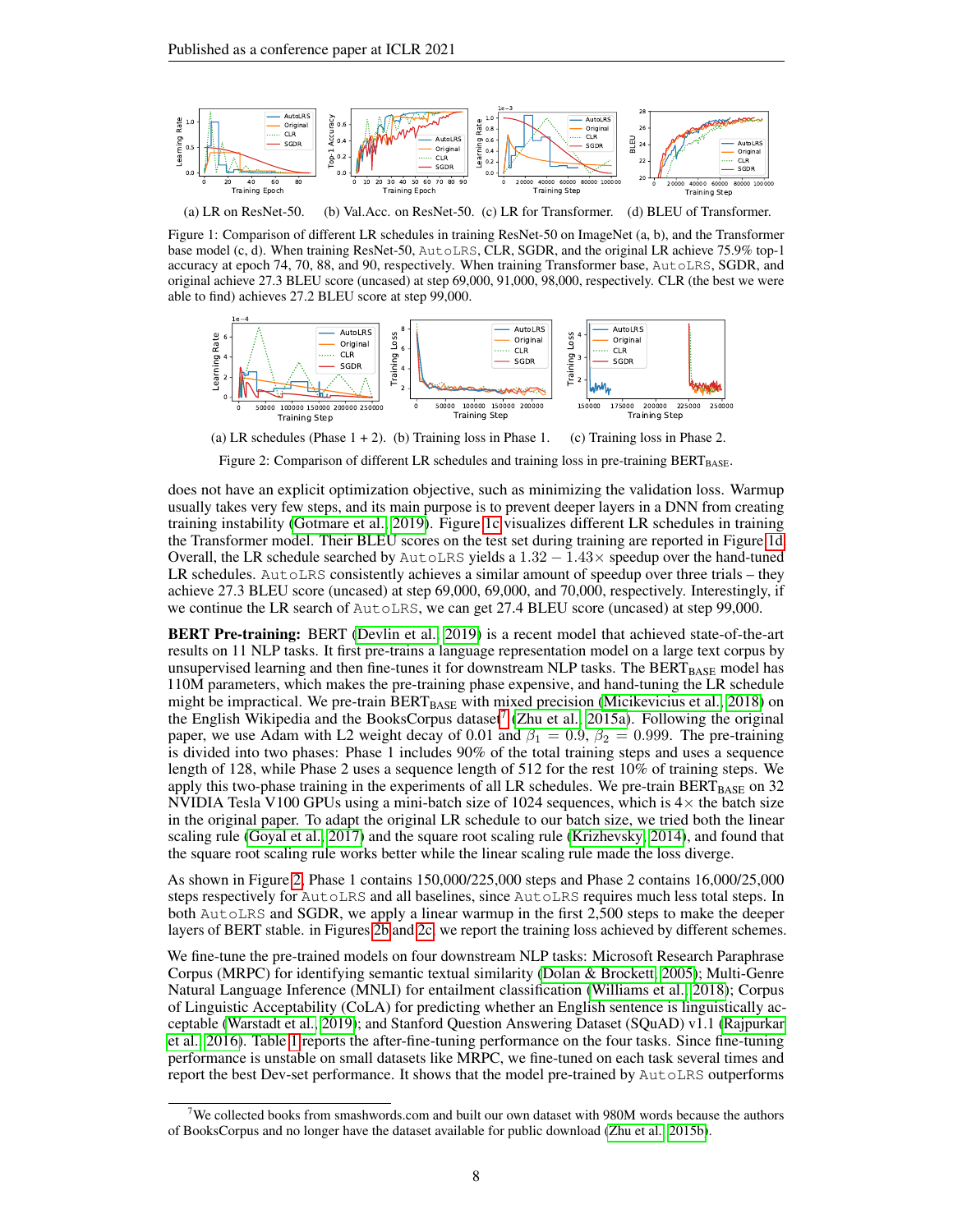(a) LR on ResNet-50. (b) Val.Acc. on ResNet-50. (c) LR for Transformer. (d) BLEU of Transformer.

Figure 1: Comparison of different LR schedules in training ResNet-50 on ImageNet (a, b), and the Transformer base model (c, d). When training ResNet-50, AutoLRS, CLR, SGDR, and the original LR achieve 75.9% top-1 accuracy at epoch 74, 70, 88, and 90, respectively. When training Transformer base, AutoLRS, SGDR, and original achieve 27.3 BLEU score (uncased) at step 69,000, 91,000, 98,000, respectively. CLR (the best we were able to find) achieves 27.2 BLEU score at step 99,000.

(a) LR schedules (Phase 1 + 2). (b) Training loss in Phase 1. (c) Training loss in Phase 2.

Figure 2: Comparison of different LR schedules and training loss in pre-training $\text{BERT}_{\text{BASE}}$.

does not have an explicit optimization objective, such as minimizing the validation loss. Warmup usually takes very few steps, and its main purpose is to prevent deeper layers in a DNN from creating training instability (Gotmare et al., 2019). Figure 1c visualizes different LR schedules in training the Transformer model. Their BLEU scores on the test set during training are reported in Figure 1d. Overall, the LR schedule searched by AutoLRS yields a $1.32 - 1.43\times$ speedup over the hand-tuned LR schedules. AutoLRS consistently achieves a similar amount of speedup over three trials – they achieve 27.3 BLEU score (uncased) at step 69,000, 69,000, and 70,000, respectively. Interestingly, if we continue the LR search of AutoLRS, we can get 27.4 BLEU score (uncased) at step 99,000.

**BERT Pre-training:** BERT (Devlin et al., 2019) is a recent model that achieved state-of-the-art results on 11 NLP tasks. It first pre-trains a language representation model on a large text corpus by unsupervised learning and then fine-tunes it for downstream NLP tasks. The $\text{BERT}_{\text{BASE}}$ model has 110M parameters, which makes the pre-training phase expensive, and hand-tuning the LR schedule might be impractical. We pre-train $\text{BERT}_{\text{BASE}}$ with mixed precision (Micikevicius et al., 2018) on the English Wikipedia and the BooksCorpus dataset[7] (Zhu et al., 2015a). Following the original paper, we use Adam with L2 weight decay of 0.01 and $\beta_1 = 0.9$, $\beta_2 = 0.999$. The pre-training is divided into two phases: Phase 1 includes 90% of the total training steps and uses a sequence length of 128, while Phase 2 uses a sequence length of 512 for the rest 10% of training steps. We apply this two-phase training in the experiments of all LR schedules. We pre-train $\text{BERT}_{\text{BASE}}$ on 32 NVIDIA Tesla V100 GPUs using a mini-batch size of 1024 sequences, which is $4\times$ the batch size in the original paper. To adapt the original LR schedule to our batch size, we tried both the linear scaling rule (Goyal et al., 2017) and the square root scaling rule (Krizhevsky, 2014), and found that the square root scaling rule works better while the linear scaling rule made the loss diverge.

As shown in Figure 2, Phase 1 contains 150,000/225,000 steps and Phase 2 contains 16,000/25,000 steps respectively for AutoLRS and all baselines, since AutoLRS requires much less total steps. In both AutoLRS and SGDR, we apply a linear warmup in the first 2,500 steps to make the deeper layers of BERT stable. in Figures 2b and 2c, we report the training loss achieved by different schemes.

We fine-tune the pre-trained models on four downstream NLP tasks: Microsoft Research Paraphrase Corpus (MRPC) for identifying semantic textual similarity (Dolan & Brockett, 2005); Multi-Genre Natural Language Inference (MNLI) for entailment classification (Williams et al., 2018); Corpus of Linguistic Acceptability (CoLA) for predicting whether an English sentence is linguistically acceptable (Warstadt et al., 2019); and Stanford Question Answering Dataset (SQuAD) v1.1 (Rajpurkar et al., 2016). Table 1 reports the after-fine-tuning performance on the four tasks. Since fine-tuning performance is unstable on small datasets like MRPC, we fine-tuned on each task several times and report the best Dev-set performance. It shows that the model pre-trained by AutoLRS outperforms

[7] We collected books from smashwords.com and built our own dataset with 980M words because the authors of BooksCorpus and no longer have the dataset available for public download (Zhu et al., 2015b).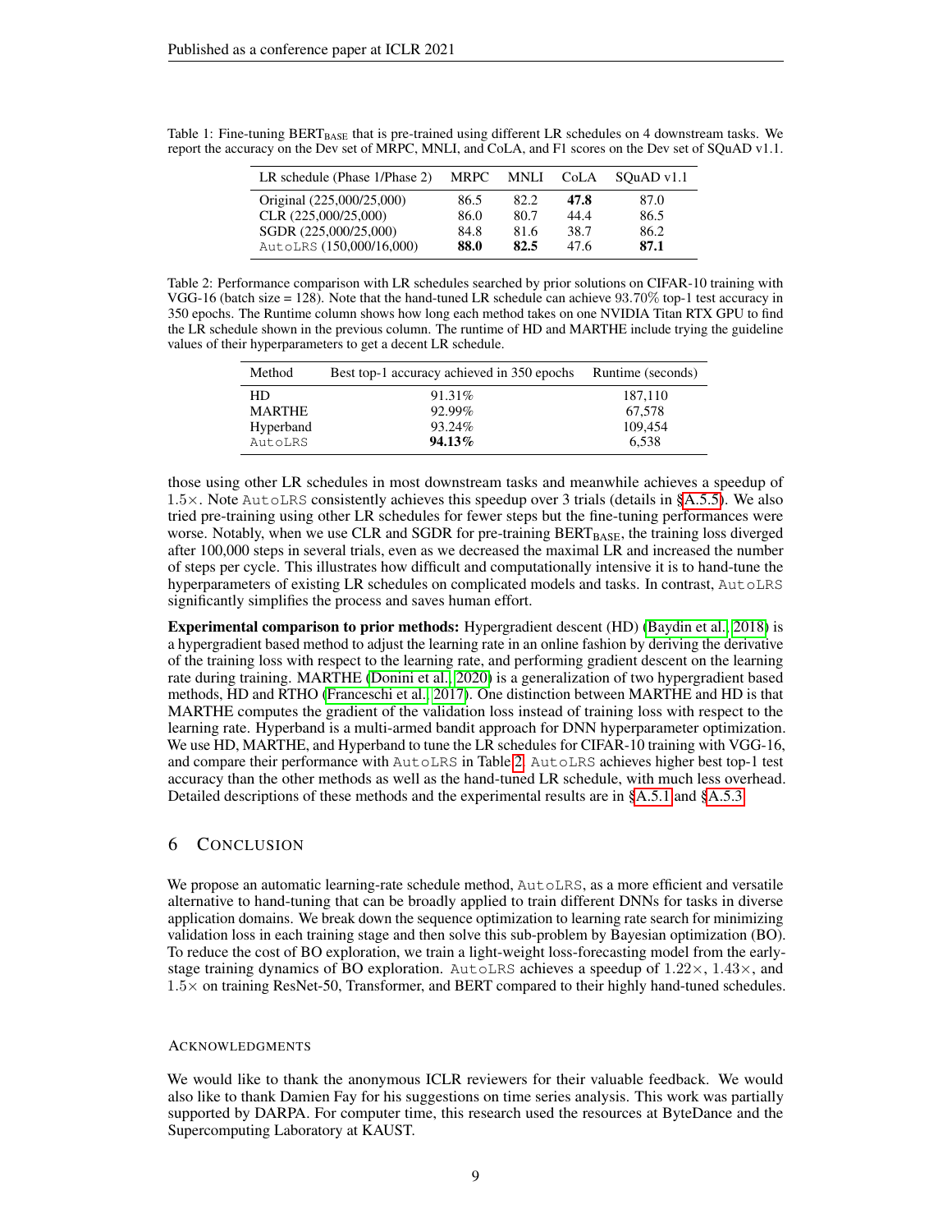Table 1: Fine-tuning $\text{BERT}_{\text{BASE}}$ that is pre-trained using different LR schedules on 4 downstream tasks. We report the accuracy on the Dev set of MRPC, MNLI, and CoLA, and F1 scores on the Dev set of SQuAD v1.1.

| LR schedule (Phase 1/Phase 2) | MRPC | MNLI | CoLA | SQuAD v1.1 |
|---|---|---|---|---|
| Original (225,000/25,000) | 86.5 | 82.2 | **47.8** | 87.0 |
| CLR (225,000/25,000) | 86.0 | 80.7 | 44.4 | 86.5 |
| SGDR (225,000/25,000) | 84.8 | 81.6 | 38.7 | 86.2 |
| AutoLRS (150,000/16,000) | **88.0** | **82.5** | 47.6 | **87.1** |

Table 2: Performance comparison with LR schedules searched by prior solutions on CIFAR-10 training with VGG-16 (batch size = 128). Note that the hand-tuned LR schedule can achieve 93.70% top-1 test accuracy in 350 epochs. The Runtime column shows how long each method takes on one NVIDIA Titan RTX GPU to find the LR schedule shown in the previous column. The runtime of HD and MARTHE include trying the guideline values of their hyperparameters to get a decent LR schedule.

| Method | Best top-1 accuracy achieved in 350 epochs | Runtime (seconds) |
|---|---|---|
| HD | 91.31% | 187,110 |
| MARTHE | 92.99% | 67,578 |
| Hyperband | 93.24% | 109,454 |
| AutoLRS | **94.13%** | 6,538 |

those using other LR schedules in most downstream tasks and meanwhile achieves a speedup of $1.5\times$. Note AutoLRS consistently achieves this speedup over 3 trials (details in §A.5.5). We also tried pre-training using other LR schedules for fewer steps but the fine-tuning performances were worse. Notably, when we use CLR and SGDR for pre-training $\text{BERT}_{\text{BASE}}$, the training loss diverged after 100,000 steps in several trials, even as we decreased the maximal LR and increased the number of steps per cycle. This illustrates how difficult and computationally intensive it is to hand-tune the hyperparameters of existing LR schedules on complicated models and tasks. In contrast, AutoLRS significantly simplifies the process and saves human effort.

**Experimental comparison to prior methods:** Hypergradient descent (HD) (Baydin et al., 2018) is a hypergradient based method to adjust the learning rate in an online fashion by deriving the derivative of the training loss with respect to the learning rate, and performing gradient descent on the learning rate during training. MARTHE (Donini et al., 2020) is a generalization of two hypergradient based methods, HD and RTHO (Franceschi et al., 2017). One distinction between MARTHE and HD is that MARTHE computes the gradient of the validation loss instead of training loss with respect to the learning rate. Hyperband is a multi-armed bandit approach for DNN hyperparameter optimization. We use HD, MARTHE, and Hyperband to tune the LR schedules for CIFAR-10 training with VGG-16, and compare their performance with AutoLRS in Table 2. AutoLRS achieves higher best top-1 test accuracy than the other methods as well as the hand-tuned LR schedule, with much less overhead. Detailed descriptions of these methods and the experimental results are in §A.5.1 and §A.5.3.

## 6 Conclusion

We propose an automatic learning-rate schedule method, AutoLRS, as a more efficient and versatile alternative to hand-tuning that can be broadly applied to train different DNNs for tasks in diverse application domains. We break down the sequence optimization to learning rate search for minimizing validation loss in each training stage and then solve this sub-problem by Bayesian optimization (BO). To reduce the cost of BO exploration, we train a light-weight loss-forecasting model from the early-stage training dynamics of BO exploration. AutoLRS achieves a speedup of $1.22\times$, $1.43\times$, and $1.5\times$ on training ResNet-50, Transformer, and BERT compared to their highly hand-tuned schedules.

#### Acknowledgments

We would like to thank the anonymous ICLR reviewers for their valuable feedback. We would also like to thank Damien Fay for his suggestions on time series analysis. This work was partially supported by DARPA. For computer time, this research used the resources at ByteDance and the Supercomputing Laboratory at KAUST.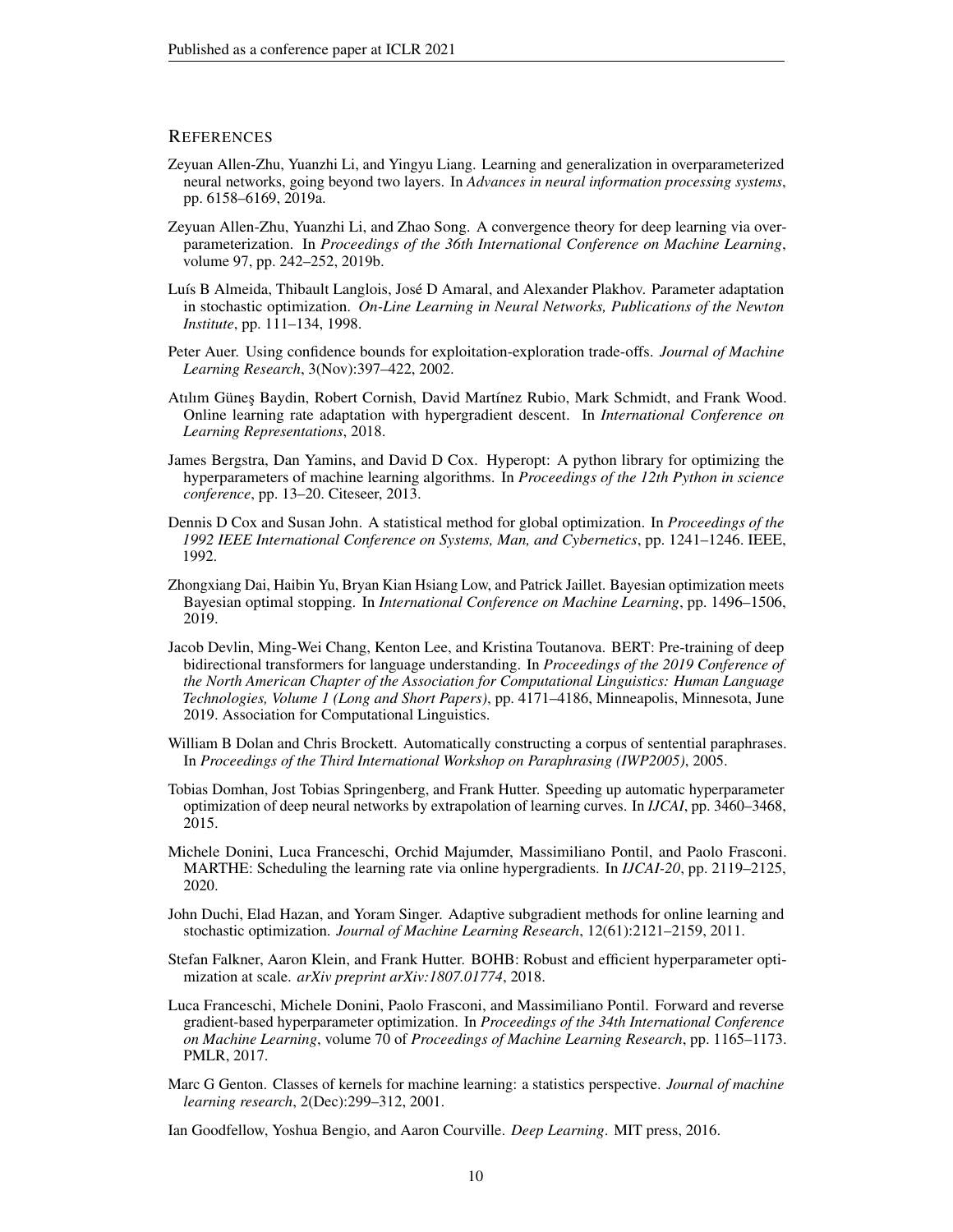## REFERENCES

Zeyuan Allen-Zhu, Yuanzhi Li, and Yingyu Liang. Learning and generalization in overparameterized neural networks, going beyond two layers. In *Advances in neural information processing systems*, pp. 6158–6169, 2019a.

Zeyuan Allen-Zhu, Yuanzhi Li, and Zhao Song. A convergence theory for deep learning via over-parameterization. In *Proceedings of the 36th International Conference on Machine Learning*, volume 97, pp. 242–252, 2019b.

Luís B Almeida, Thibault Langlois, José D Amaral, and Alexander Plakhov. Parameter adaptation in stochastic optimization. *On-Line Learning in Neural Networks, Publications of the Newton Institute*, pp. 111–134, 1998.

Peter Auer. Using confidence bounds for exploitation-exploration trade-offs. *Journal of Machine Learning Research*, 3(Nov):397–422, 2002.

Atılım Güneş Baydin, Robert Cornish, David Martínez Rubio, Mark Schmidt, and Frank Wood. Online learning rate adaptation with hypergradient descent. In *International Conference on Learning Representations*, 2018.

James Bergstra, Dan Yamins, and David D Cox. Hyperopt: A python library for optimizing the hyperparameters of machine learning algorithms. In *Proceedings of the 12th Python in science conference*, pp. 13–20. Citeseer, 2013.

Dennis D Cox and Susan John. A statistical method for global optimization. In *Proceedings of the 1992 IEEE International Conference on Systems, Man, and Cybernetics*, pp. 1241–1246. IEEE, 1992.

Zhongxiang Dai, Haibin Yu, Bryan Kian Hsiang Low, and Patrick Jaillet. Bayesian optimization meets Bayesian optimal stopping. In *International Conference on Machine Learning*, pp. 1496–1506, 2019.

Jacob Devlin, Ming-Wei Chang, Kenton Lee, and Kristina Toutanova. BERT: Pre-training of deep bidirectional transformers for language understanding. In *Proceedings of the 2019 Conference of the North American Chapter of the Association for Computational Linguistics: Human Language Technologies, Volume 1 (Long and Short Papers)*, pp. 4171–4186, Minneapolis, Minnesota, June 2019. Association for Computational Linguistics.

William B Dolan and Chris Brockett. Automatically constructing a corpus of sentential paraphrases. In *Proceedings of the Third International Workshop on Paraphrasing (IWP2005)*, 2005.

Tobias Domhan, Jost Tobias Springenberg, and Frank Hutter. Speeding up automatic hyperparameter optimization of deep neural networks by extrapolation of learning curves. In *IJCAI*, pp. 3460–3468, 2015.

Michele Donini, Luca Franceschi, Orchid Majumder, Massimiliano Pontil, and Paolo Frasconi. MARTHE: Scheduling the learning rate via online hypergradients. In *IJCAI-20*, pp. 2119–2125, 2020.

John Duchi, Elad Hazan, and Yoram Singer. Adaptive subgradient methods for online learning and stochastic optimization. *Journal of Machine Learning Research*, 12(61):2121–2159, 2011.

Stefan Falkner, Aaron Klein, and Frank Hutter. BOHB: Robust and efficient hyperparameter optimization at scale. *arXiv preprint arXiv:1807.01774*, 2018.

Luca Franceschi, Michele Donini, Paolo Frasconi, and Massimiliano Pontil. Forward and reverse gradient-based hyperparameter optimization. In *Proceedings of the 34th International Conference on Machine Learning*, volume 70 of *Proceedings of Machine Learning Research*, pp. 1165–1173. PMLR, 2017.

Marc G Genton. Classes of kernels for machine learning: a statistics perspective. *Journal of machine learning research*, 2(Dec):299–312, 2001.

Ian Goodfellow, Yoshua Bengio, and Aaron Courville. *Deep Learning*. MIT press, 2016.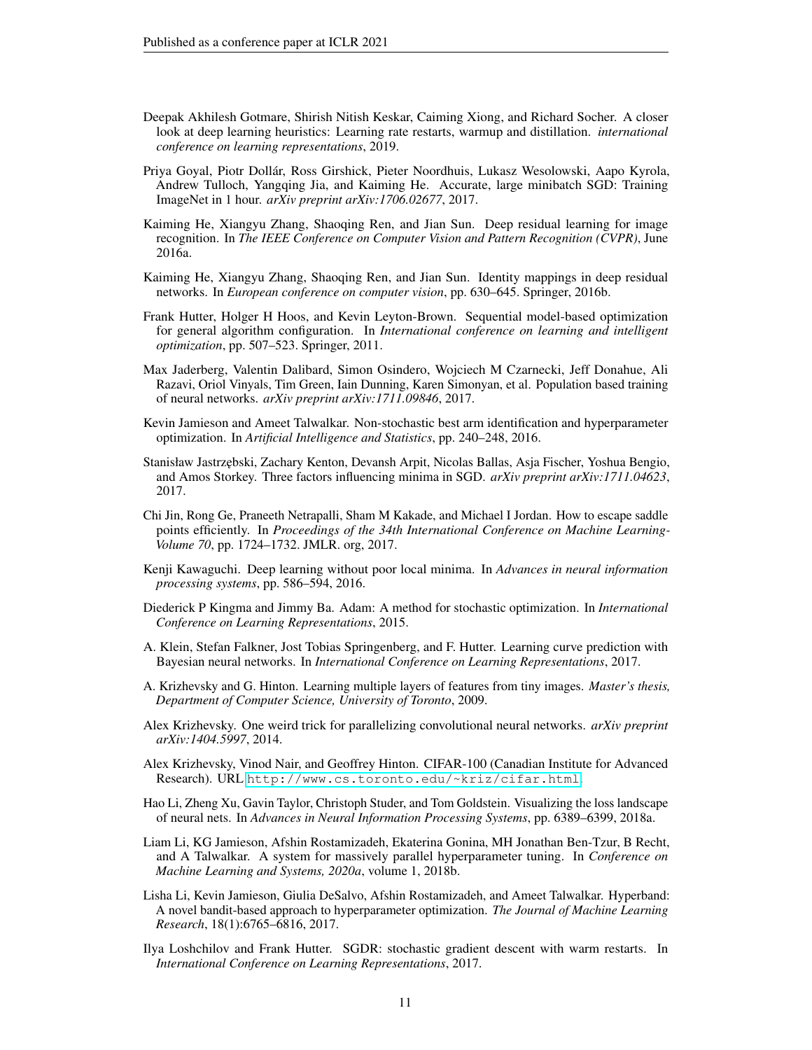Deepak Akhilesh Gotmare, Shirish Nitish Keskar, Caiming Xiong, and Richard Socher. A closer look at deep learning heuristics: Learning rate restarts, warmup and distillation. *international conference on learning representations*, 2019.

Priya Goyal, Piotr Dollár, Ross Girshick, Pieter Noordhuis, Lukasz Wesolowski, Aapo Kyrola, Andrew Tulloch, Yangqing Jia, and Kaiming He. Accurate, large minibatch SGD: Training ImageNet in 1 hour. *arXiv preprint arXiv:1706.02677*, 2017.

Kaiming He, Xiangyu Zhang, Shaoqing Ren, and Jian Sun. Deep residual learning for image recognition. In *The IEEE Conference on Computer Vision and Pattern Recognition (CVPR)*, June 2016a.

Kaiming He, Xiangyu Zhang, Shaoqing Ren, and Jian Sun. Identity mappings in deep residual networks. In *European conference on computer vision*, pp. 630–645. Springer, 2016b.

Frank Hutter, Holger H Hoos, and Kevin Leyton-Brown. Sequential model-based optimization for general algorithm configuration. In *International conference on learning and intelligent optimization*, pp. 507–523. Springer, 2011.

Max Jaderberg, Valentin Dalibard, Simon Osindero, Wojciech M Czarnecki, Jeff Donahue, Ali Razavi, Oriol Vinyals, Tim Green, Iain Dunning, Karen Simonyan, et al. Population based training of neural networks. *arXiv preprint arXiv:1711.09846*, 2017.

Kevin Jamieson and Ameet Talwalkar. Non-stochastic best arm identification and hyperparameter optimization. In *Artificial Intelligence and Statistics*, pp. 240–248, 2016.

Stanisław Jastrzębski, Zachary Kenton, Devansh Arpit, Nicolas Ballas, Asja Fischer, Yoshua Bengio, and Amos Storkey. Three factors influencing minima in SGD. *arXiv preprint arXiv:1711.04623*, 2017.

Chi Jin, Rong Ge, Praneeth Netrapalli, Sham M Kakade, and Michael I Jordan. How to escape saddle points efficiently. In *Proceedings of the 34th International Conference on Machine Learning-Volume 70*, pp. 1724–1732. JMLR. org, 2017.

Kenji Kawaguchi. Deep learning without poor local minima. In *Advances in neural information processing systems*, pp. 586–594, 2016.

Diederick P Kingma and Jimmy Ba. Adam: A method for stochastic optimization. In *International Conference on Learning Representations*, 2015.

A. Klein, Stefan Falkner, Jost Tobias Springenberg, and F. Hutter. Learning curve prediction with Bayesian neural networks. In *International Conference on Learning Representations*, 2017.

A. Krizhevsky and G. Hinton. Learning multiple layers of features from tiny images. *Master's thesis, Department of Computer Science, University of Toronto*, 2009.

Alex Krizhevsky. One weird trick for parallelizing convolutional neural networks. *arXiv preprint arXiv:1404.5997*, 2014.

Alex Krizhevsky, Vinod Nair, and Geoffrey Hinton. CIFAR-100 (Canadian Institute for Advanced Research). URL http://www.cs.toronto.edu/~kriz/cifar.html.

Hao Li, Zheng Xu, Gavin Taylor, Christoph Studer, and Tom Goldstein. Visualizing the loss landscape of neural nets. In *Advances in Neural Information Processing Systems*, pp. 6389–6399, 2018a.

Liam Li, KG Jamieson, Afshin Rostamizadeh, Ekaterina Gonina, MH Jonathan Ben-Tzur, B Recht, and A Talwalkar. A system for massively parallel hyperparameter tuning. In *Conference on Machine Learning and Systems, 2020a*, volume 1, 2018b.

Lisha Li, Kevin Jamieson, Giulia DeSalvo, Afshin Rostamizadeh, and Ameet Talwalkar. Hyperband: A novel bandit-based approach to hyperparameter optimization. *The Journal of Machine Learning Research*, 18(1):6765–6816, 2017.

Ilya Loshchilov and Frank Hutter. SGDR: stochastic gradient descent with warm restarts. In *International Conference on Learning Representations*, 2017.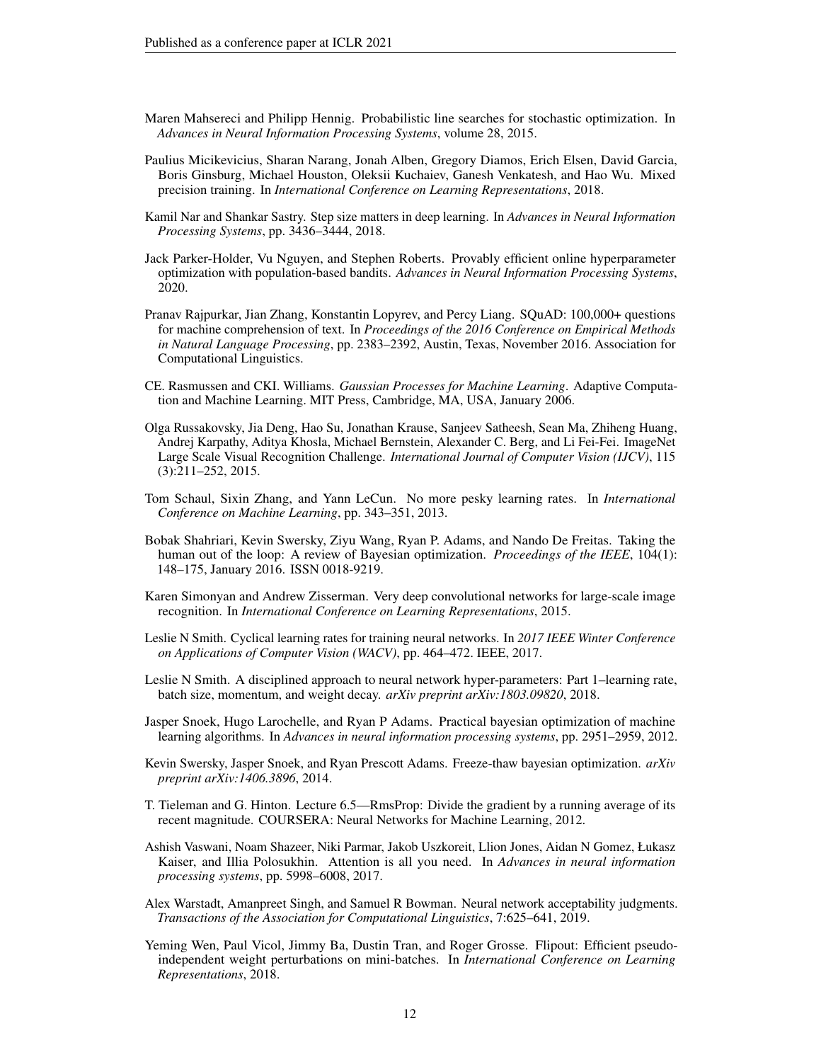Maren Mahsereci and Philipp Hennig. Probabilistic line searches for stochastic optimization. In *Advances in Neural Information Processing Systems*, volume 28, 2015.

Paulius Micikevicius, Sharan Narang, Jonah Alben, Gregory Diamos, Erich Elsen, David Garcia, Boris Ginsburg, Michael Houston, Oleksii Kuchaiev, Ganesh Venkatesh, and Hao Wu. Mixed precision training. In *International Conference on Learning Representations*, 2018.

Kamil Nar and Shankar Sastry. Step size matters in deep learning. In *Advances in Neural Information Processing Systems*, pp. 3436–3444, 2018.

Jack Parker-Holder, Vu Nguyen, and Stephen Roberts. Provably efficient online hyperparameter optimization with population-based bandits. *Advances in Neural Information Processing Systems*, 2020.

Pranav Rajpurkar, Jian Zhang, Konstantin Lopyrev, and Percy Liang. SQuAD: 100,000+ questions for machine comprehension of text. In *Proceedings of the 2016 Conference on Empirical Methods in Natural Language Processing*, pp. 2383–2392, Austin, Texas, November 2016. Association for Computational Linguistics.

CE. Rasmussen and CKI. Williams. *Gaussian Processes for Machine Learning*. Adaptive Computation and Machine Learning. MIT Press, Cambridge, MA, USA, January 2006.

Olga Russakovsky, Jia Deng, Hao Su, Jonathan Krause, Sanjeev Satheesh, Sean Ma, Zhiheng Huang, Andrej Karpathy, Aditya Khosla, Michael Bernstein, Alexander C. Berg, and Li Fei-Fei. ImageNet Large Scale Visual Recognition Challenge. *International Journal of Computer Vision (IJCV)*, 115 (3):211–252, 2015.

Tom Schaul, Sixin Zhang, and Yann LeCun. No more pesky learning rates. In *International Conference on Machine Learning*, pp. 343–351, 2013.

Bobak Shahriari, Kevin Swersky, Ziyu Wang, Ryan P. Adams, and Nando De Freitas. Taking the human out of the loop: A review of Bayesian optimization. *Proceedings of the IEEE*, 104(1): 148–175, January 2016. ISSN 0018-9219.

Karen Simonyan and Andrew Zisserman. Very deep convolutional networks for large-scale image recognition. In *International Conference on Learning Representations*, 2015.

Leslie N Smith. Cyclical learning rates for training neural networks. In *2017 IEEE Winter Conference on Applications of Computer Vision (WACV)*, pp. 464–472. IEEE, 2017.

Leslie N Smith. A disciplined approach to neural network hyper-parameters: Part 1–learning rate, batch size, momentum, and weight decay. *arXiv preprint arXiv:1803.09820*, 2018.

Jasper Snoek, Hugo Larochelle, and Ryan P Adams. Practical bayesian optimization of machine learning algorithms. In *Advances in neural information processing systems*, pp. 2951–2959, 2012.

Kevin Swersky, Jasper Snoek, and Ryan Prescott Adams. Freeze-thaw bayesian optimization. *arXiv preprint arXiv:1406.3896*, 2014.

T. Tieleman and G. Hinton. Lecture 6.5—RmsProp: Divide the gradient by a running average of its recent magnitude. COURSERA: Neural Networks for Machine Learning, 2012.

Ashish Vaswani, Noam Shazeer, Niki Parmar, Jakob Uszkoreit, Llion Jones, Aidan N Gomez, Łukasz Kaiser, and Illia Polosukhin. Attention is all you need. In *Advances in neural information processing systems*, pp. 5998–6008, 2017.

Alex Warstadt, Amanpreet Singh, and Samuel R Bowman. Neural network acceptability judgments. *Transactions of the Association for Computational Linguistics*, 7:625–641, 2019.

Yeming Wen, Paul Vicol, Jimmy Ba, Dustin Tran, and Roger Grosse. Flipout: Efficient pseudo-independent weight perturbations on mini-batches. In *International Conference on Learning Representations*, 2018.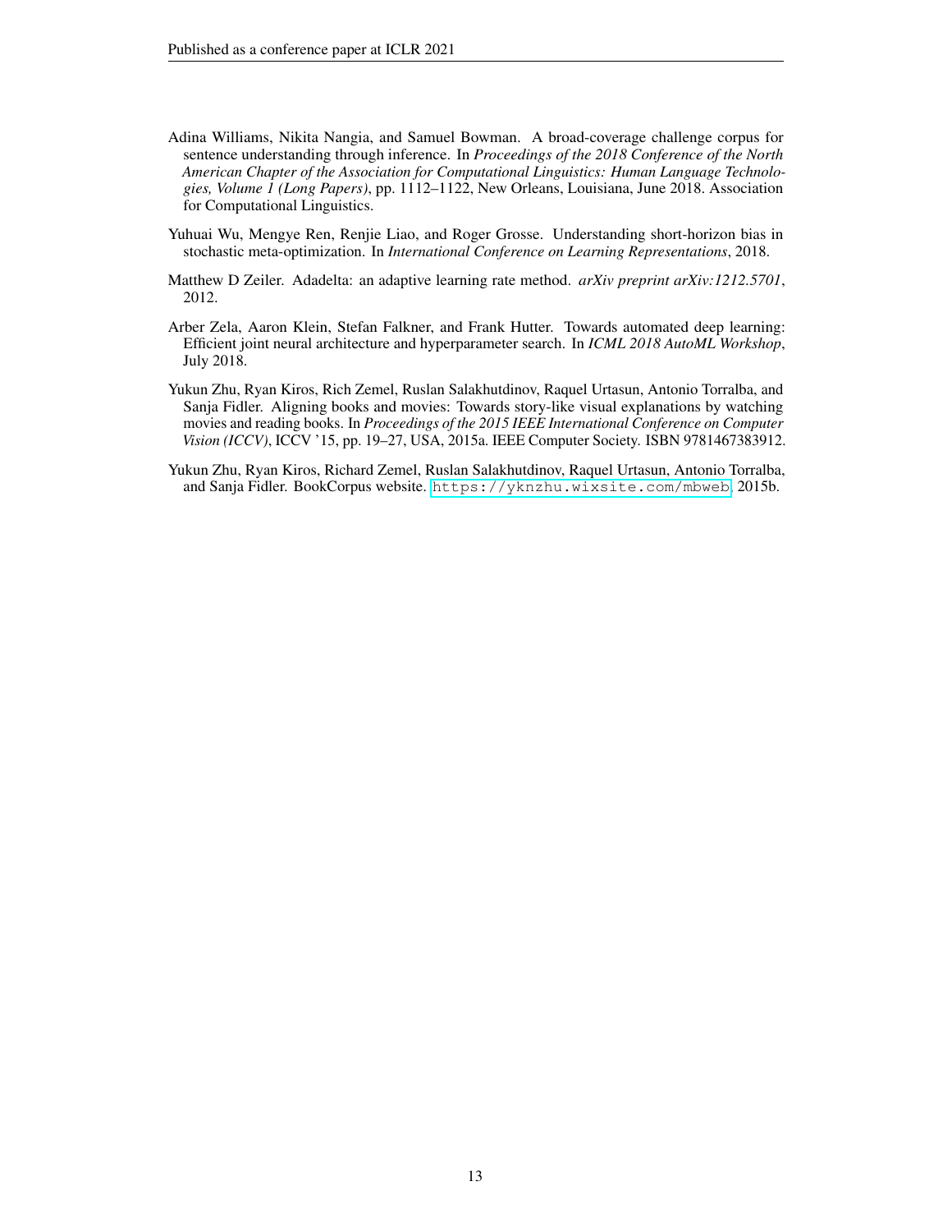Adina Williams, Nikita Nangia, and Samuel Bowman. A broad-coverage challenge corpus for sentence understanding through inference. In *Proceedings of the 2018 Conference of the North American Chapter of the Association for Computational Linguistics: Human Language Technologies, Volume 1 (Long Papers)*, pp. 1112–1122, New Orleans, Louisiana, June 2018. Association for Computational Linguistics.

Yuhuai Wu, Mengye Ren, Renjie Liao, and Roger Grosse. Understanding short-horizon bias in stochastic meta-optimization. In *International Conference on Learning Representations*, 2018.

Matthew D Zeiler. Adadelta: an adaptive learning rate method. *arXiv preprint arXiv:1212.5701*, 2012.

Arber Zela, Aaron Klein, Stefan Falkner, and Frank Hutter. Towards automated deep learning: Efficient joint neural architecture and hyperparameter search. In *ICML 2018 AutoML Workshop*, July 2018.

Yukun Zhu, Ryan Kiros, Rich Zemel, Ruslan Salakhutdinov, Raquel Urtasun, Antonio Torralba, and Sanja Fidler. Aligning books and movies: Towards story-like visual explanations by watching movies and reading books. In *Proceedings of the 2015 IEEE International Conference on Computer Vision (ICCV)*, ICCV '15, pp. 19–27, USA, 2015a. IEEE Computer Society. ISBN 9781467383912.

Yukun Zhu, Ryan Kiros, Richard Zemel, Ruslan Salakhutdinov, Raquel Urtasun, Antonio Torralba, and Sanja Fidler. BookCorpus website. `https://yknzhu.wixsite.com/mbweb`, 2015b.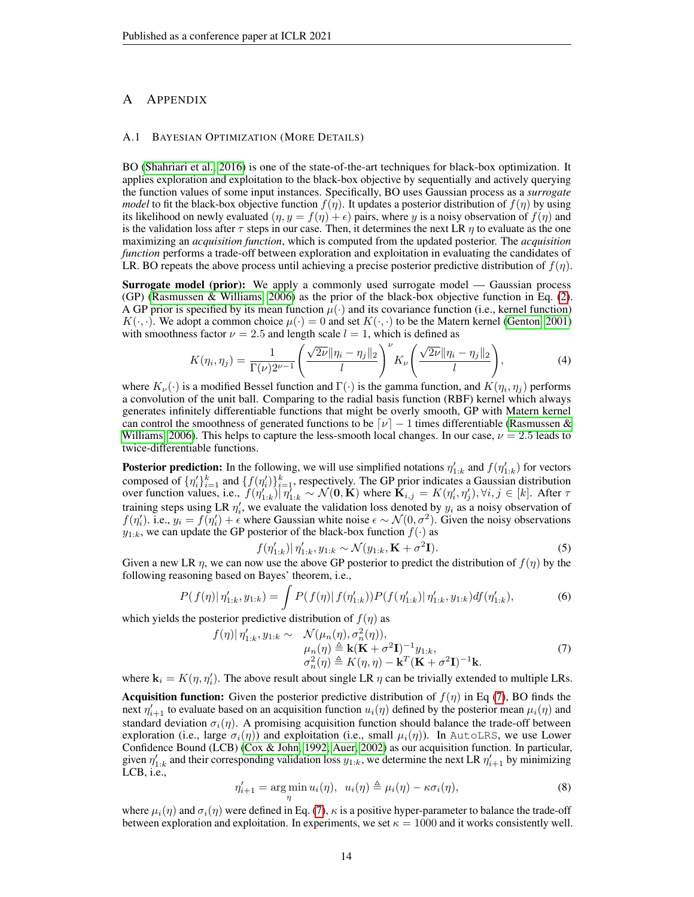# A APPENDIX

## A.1 BAYESIAN OPTIMIZATION (MORE DETAILS)

BO (Shahriari et al., 2016) is one of the state-of-the-art techniques for black-box optimization. It applies exploration and exploitation to the black-box objective by sequentially and actively querying the function values of some input instances. Specifically, BO uses Gaussian process as a *surrogate model* to fit the black-box objective function $f(\eta)$. It updates a posterior distribution of $f(\eta)$ by using its likelihood on newly evaluated $(\eta, y = f(\eta) + \epsilon)$ pairs, where $y$ is a noisy observation of $f(\eta)$ and is the validation loss after $\tau$ steps in our case. Then, it determines the next LR $\eta$ to evaluate as the one maximizing an *acquisition function*, which is computed from the updated posterior. The *acquisition function* performs a trade-off between exploration and exploitation in evaluating the candidates of LR. BO repeats the above process until achieving a precise posterior predictive distribution of $f(\eta)$.

**Surrogate model (prior):** We apply a commonly used surrogate model — Gaussian process (GP) (Rasmussen & Williams, 2006) as the prior of the black-box objective function in Eq. (2). A GP prior is specified by its mean function $\mu(\cdot)$ and its covariance function (i.e., kernel function) $K(\cdot, \cdot)$. We adopt a common choice $\mu(\cdot) = 0$ and set $K(\cdot, \cdot)$ to be the Matern kernel (Genton, 2001) with smoothness factor $\nu = 2.5$ and length scale $l = 1$, which is defined as

$$K(\eta_i, \eta_j) = \frac{1}{\Gamma(\nu)2^{\nu-1}} \left( \frac{\sqrt{2\nu}\|\eta_i - \eta_j\|_2}{l} \right)^{\nu} K_{\nu}\left( \frac{\sqrt{2\nu}\|\eta_i - \eta_j\|_2}{l} \right), \tag{4}$$

where $K_\nu(\cdot)$ is a modified Bessel function and $\Gamma(\cdot)$ is the gamma function, and $K(\eta_i, \eta_j)$ performs a convolution of the unit ball. Comparing to the radial basis function (RBF) kernel which always generates infinitely differentiable functions that might be overly smooth, GP with Matern kernel can control the smoothness of generated functions to be $\lceil \nu \rceil - 1$ times differentiable (Rasmussen & Williams, 2006). This helps to capture the less-smooth local changes. In our case, $\nu = 2.5$ leads to twice-differentiable functions.

**Posterior prediction:** In the following, we will use simplified notations $\eta'_{1:k}$ and $f(\eta'_{1:k})$ for vectors composed of $\{\eta'_i\}_{i=1}^k$ and $\{f(\eta'_i)\}_{i=1}^k$, respectively. The GP prior indicates a Gaussian distribution over function values, i.e., $f(\eta'_{1:k}) | \eta'_{1:k} \sim \mathcal{N}(\mathbf{0}, \mathbf{K})$ where $\mathbf{K}_{i,j} = K(\eta'_i, \eta'_j), \forall i, j \in [k]$. After $\tau$ training steps using LR $\eta'_i$, we evaluate the validation loss denoted by $y_i$ as a noisy observation of $f(\eta'_i)$. i.e., $y_i = f(\eta'_i) + \epsilon$ where Gaussian white noise $\epsilon \sim \mathcal{N}(0, \sigma^2)$. Given the noisy observations $y_{1:k}$, we can update the GP posterior of the black-box function $f(\cdot)$ as

$$f(\eta'_{1:k}) | \eta'_{1:k}, y_{1:k} \sim \mathcal{N}(y_{1:k}, \mathbf{K} + \sigma^2 \mathbf{I}). \tag{5}$$

Given a new LR $\eta$, we can now use the above GP posterior to predict the distribution of $f(\eta)$ by the following reasoning based on Bayes' theorem, i.e.,

$$P(f(\eta) | \eta'_{1:k}, y_{1:k}) = \int P(f(\eta) | f(\eta'_{1:k})) P(f(\eta'_{1:k}) | \eta'_{1:k}, y_{1:k}) df(\eta'_{1:k}), \tag{6}$$

which yields the posterior predictive distribution of $f(\eta)$ as

$$\begin{aligned} f(\eta) | \eta'_{1:k}, y_{1:k} \sim \;& \mathcal{N}(\mu_n(\eta), \sigma_n^2(\eta)), \\ & \mu_n(\eta) \triangleq \mathbf{k}(\mathbf{K} + \sigma^2 \mathbf{I})^{-1} y_{1:k}, \\ & \sigma_n^2(\eta) \triangleq K(\eta, \eta) - \mathbf{k}^T (\mathbf{K} + \sigma^2 \mathbf{I})^{-1} \mathbf{k}. \end{aligned} \tag{7}$$

where $\mathbf{k}_i = K(\eta, \eta'_i)$. The above result about single LR $\eta$ can be trivially extended to multiple LRs.

**Acquisition function:** Given the posterior predictive distribution of $f(\eta)$ in Eq (7), BO finds the next $\eta'_{i+1}$ to evaluate based on an acquisition function $u_i(\eta)$ defined by the posterior mean $\mu_i(\eta)$ and standard deviation $\sigma_i(\eta)$. A promising acquisition function should balance the trade-off between exploration (i.e., large $\sigma_i(\eta)$) and exploitation (i.e., small $\mu_i(\eta)$). In AutoLRS, we use Lower Confidence Bound (LCB) (Cox & John, 1992; Auer, 2002) as our acquisition function. In particular, given $\eta'_{1:k}$ and their corresponding validation loss $y_{1:k}$, we determine the next LR $\eta'_{i+1}$ by minimizing LCB, i.e.,

$$\eta'_{i+1} = \arg\min_{\eta} u_i(\eta), \quad u_i(\eta) \triangleq \mu_i(\eta) - \kappa \sigma_i(\eta), \tag{8}$$

where $\mu_i(\eta)$ and $\sigma_i(\eta)$ were defined in Eq. (7), $\kappa$ is a positive hyper-parameter to balance the trade-off between exploration and exploitation. In experiments, we set $\kappa = 1000$ and it works consistently well.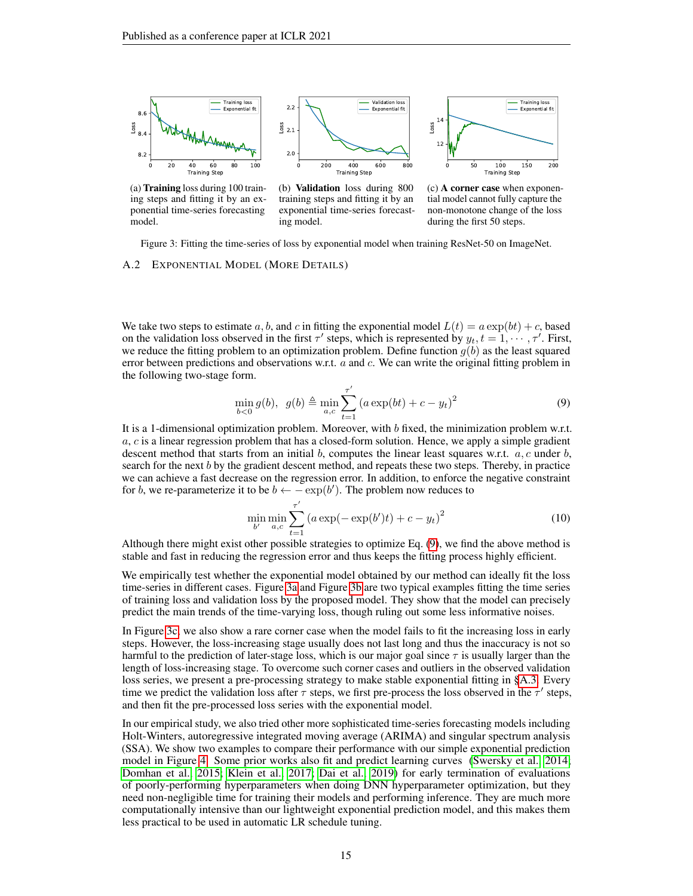(a) **Training** loss during 100 training steps and fitting it by an exponential time-series forecasting model.

(b) **Validation** loss during 800 training steps and fitting it by an exponential time-series forecasting model.

(c) **A corner case** when exponential model cannot fully capture the non-monotone change of the loss during the first 50 steps.

Figure 3: Fitting the time-series of loss by exponential model when training ResNet-50 on ImageNet.

### A.2 Exponential Model (More Details)

We take two steps to estimate $a, b$, and $c$ in fitting the exponential model $L(t) = a\exp(bt) + c$, based on the validation loss observed in the first $\tau'$ steps, which is represented by $y_t, t = 1, \cdots, \tau'$. First, we reduce the fitting problem to an optimization problem. Define function $g(b)$ as the least squared error between predictions and observations w.r.t. $a$ and $c$. We can write the original fitting problem in the following two-stage form.

$$\min_{b<0} g(b), \quad g(b) \triangleq \min_{a,c} \sum_{t=1}^{\tau'} \left(a\exp(bt) + c - y_t\right)^2 \tag{9}$$

It is a 1-dimensional optimization problem. Moreover, with $b$ fixed, the minimization problem w.r.t. $a, c$ is a linear regression problem that has a closed-form solution. Hence, we apply a simple gradient descent method that starts from an initial $b$, computes the linear least squares w.r.t. $a, c$ under $b$, search for the next $b$ by the gradient descent method, and repeats these two steps. Thereby, in practice we can achieve a fast decrease on the regression error. In addition, to enforce the negative constraint for $b$, we re-parameterize it to be $b \leftarrow -\exp(b')$. The problem now reduces to

$$\min_{b'} \min_{a,c} \sum_{t=1}^{\tau'} \left(a\exp(-\exp(b')t) + c - y_t\right)^2 \tag{10}$$

Although there might exist other possible strategies to optimize Eq. (9), we find the above method is stable and fast in reducing the regression error and thus keeps the fitting process highly efficient.

We empirically test whether the exponential model obtained by our method can ideally fit the loss time-series in different cases. Figure 3a and Figure 3b are two typical examples fitting the time series of training loss and validation loss by the proposed model. They show that the model can precisely predict the main trends of the time-varying loss, though ruling out some less informative noises.

In Figure 3c, we also show a rare corner case when the model fails to fit the increasing loss in early steps. However, the loss-increasing stage usually does not last long and thus the inaccuracy is not so harmful to the prediction of later-stage loss, which is our major goal since $\tau$ is usually larger than the length of loss-increasing stage. To overcome such corner cases and outliers in the observed validation loss series, we present a pre-processing strategy to make stable exponential fitting in §A.3. Every time we predict the validation loss after $\tau$ steps, we first pre-process the loss observed in the $\tau'$ steps, and then fit the pre-processed loss series with the exponential model.

In our empirical study, we also tried other more sophisticated time-series forecasting models including Holt-Winters, autoregressive integrated moving average (ARIMA) and singular spectrum analysis (SSA). We show two examples to compare their performance with our simple exponential prediction model in Figure 4. Some prior works also fit and predict learning curves (Swersky et al., 2014; Domhan et al., 2015; Klein et al., 2017; Dai et al., 2019) for early termination of evaluations of poorly-performing hyperparameters when doing DNN hyperparameter optimization, but they need non-negligible time for training their models and performing inference. They are much more computationally intensive than our lightweight exponential prediction model, and this makes them less practical to be used in automatic LR schedule tuning.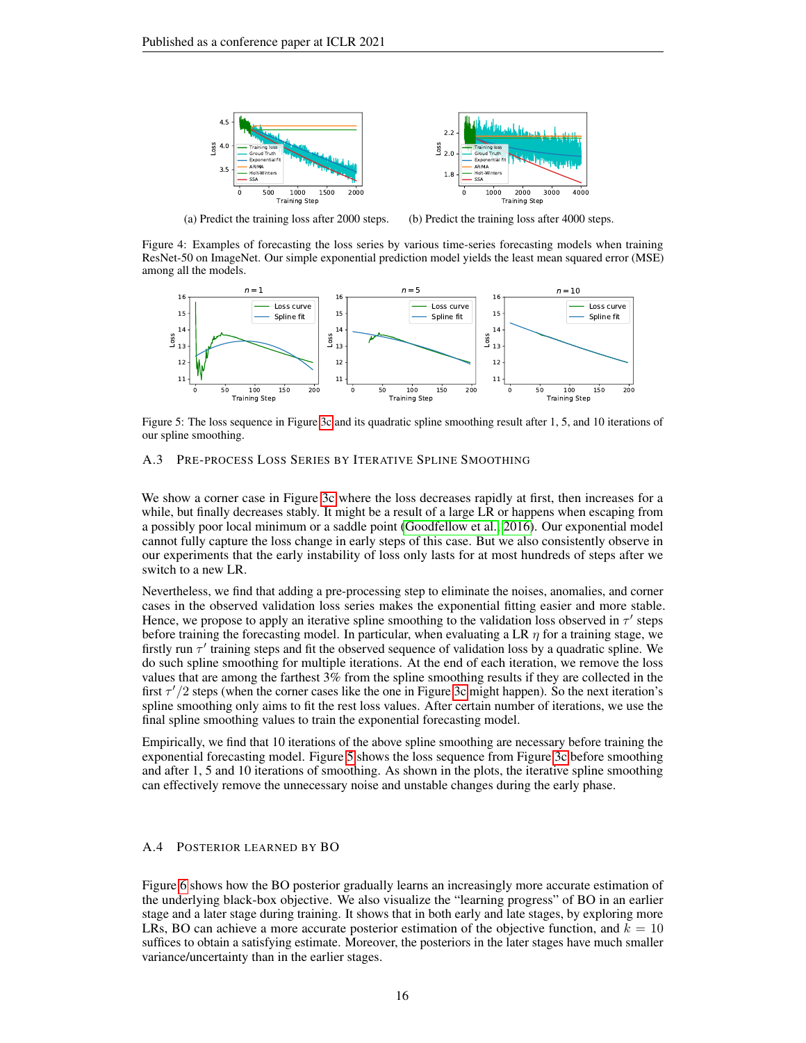(a) Predict the training loss after 2000 steps.

(b) Predict the training loss after 4000 steps.

Figure 4: Examples of forecasting the loss series by various time-series forecasting models when training ResNet-50 on ImageNet. Our simple exponential prediction model yields the least mean squared error (MSE) among all the models.

Figure 5: The loss sequence in Figure 3c and its quadratic spline smoothing result after 1, 5, and 10 iterations of our spline smoothing.

### A.3 Pre-process Loss Series by Iterative Spline Smoothing

We show a corner case in Figure 3c where the loss decreases rapidly at first, then increases for a while, but finally decreases stably. It might be a result of a large LR or happens when escaping from a possibly poor local minimum or a saddle point (Goodfellow et al., 2016). Our exponential model cannot fully capture the loss change in early steps of this case. But we also consistently observe in our experiments that the early instability of loss only lasts for at most hundreds of steps after we switch to a new LR.

Nevertheless, we find that adding a pre-processing step to eliminate the noises, anomalies, and corner cases in the observed validation loss series makes the exponential fitting easier and more stable. Hence, we propose to apply an iterative spline smoothing to the validation loss observed in $\tau'$ steps before training the forecasting model. In particular, when evaluating a LR $\eta$ for a training stage, we firstly run $\tau'$ training steps and fit the observed sequence of validation loss by a quadratic spline. We do such spline smoothing for multiple iterations. At the end of each iteration, we remove the loss values that are among the farthest 3% from the spline smoothing results if they are collected in the first $\tau'/2$ steps (when the corner cases like the one in Figure 3c might happen). So the next iteration's spline smoothing only aims to fit the rest loss values. After certain number of iterations, we use the final spline smoothing values to train the exponential forecasting model.

Empirically, we find that 10 iterations of the above spline smoothing are necessary before training the exponential forecasting model. Figure 5 shows the loss sequence from Figure 3c before smoothing and after 1, 5 and 10 iterations of smoothing. As shown in the plots, the iterative spline smoothing can effectively remove the unnecessary noise and unstable changes during the early phase.

### A.4 Posterior Learned by BO

Figure 6 shows how the BO posterior gradually learns an increasingly more accurate estimation of the underlying black-box objective. We also visualize the "learning progress" of BO in an earlier stage and a later stage during training. It shows that in both early and late stages, by exploring more LRs, BO can achieve a more accurate posterior estimation of the objective function, and $k = 10$ suffices to obtain a satisfying estimate. Moreover, the posteriors in the later stages have much smaller variance/uncertainty than in the earlier stages.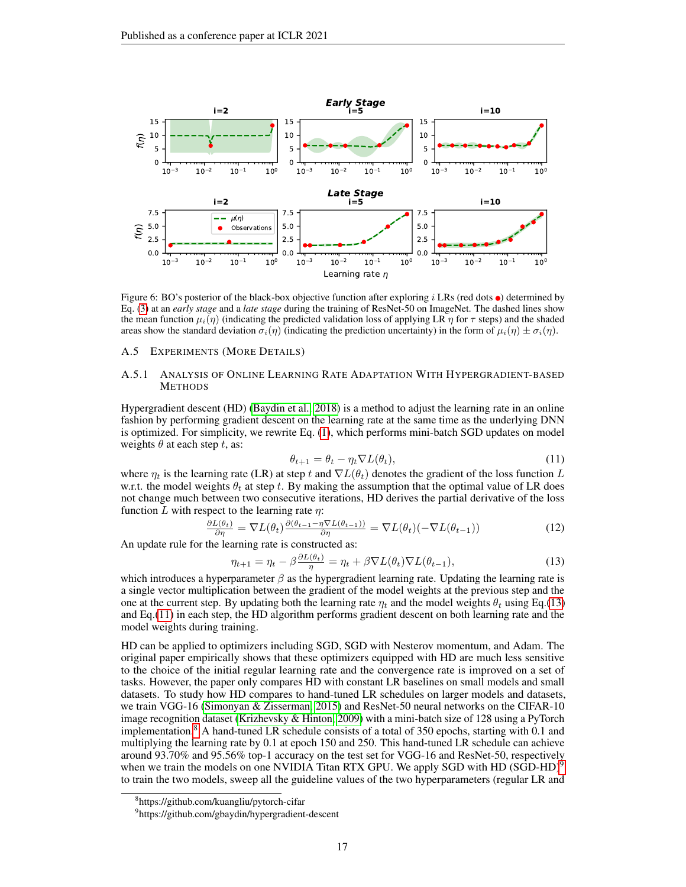Figure 6: BO's posterior of the black-box objective function after exploring $i$ LRs (red dots ●) determined by Eq. (3) at an *early stage* and a *late stage* during the training of ResNet-50 on ImageNet. The dashed lines show the mean function $\mu_i(\eta)$ (indicating the predicted validation loss of applying LR $\eta$ for $\tau$ steps) and the shaded areas show the standard deviation $\sigma_i(\eta)$ (indicating the prediction uncertainty) in the form of $\mu_i(\eta) \pm \sigma_i(\eta)$.

## A.5 Experiments (More Details)

### A.5.1 Analysis of Online Learning Rate Adaptation with Hypergradient-based Methods

Hypergradient descent (HD) (Baydin et al., 2018) is a method to adjust the learning rate in an online fashion by performing gradient descent on the learning rate at the same time as the underlying DNN is optimized. For simplicity, we rewrite Eq. (1), which performs mini-batch SGD updates on model weights $\theta$ at each step $t$, as:

$$\theta_{t+1} = \theta_t - \eta_t \nabla L(\theta_t), \tag{11}$$

where $\eta_t$ is the learning rate (LR) at step $t$ and $\nabla L(\theta_t)$ denotes the gradient of the loss function $L$ w.r.t. the model weights $\theta_t$ at step $t$. By making the assumption that the optimal value of LR does not change much between two consecutive iterations, HD derives the partial derivative of the loss function $L$ with respect to the learning rate $\eta$:

$$\frac{\partial L(\theta_t)}{\partial \eta} = \nabla L(\theta_t) \frac{\partial(\theta_{t-1} - \eta \nabla L(\theta_{t-1}))}{\partial \eta} = \nabla L(\theta_t)(-\nabla L(\theta_{t-1})) \tag{12}$$

An update rule for the learning rate is constructed as:

$$\eta_{t+1} = \eta_t - \beta \frac{\partial L(\theta_t)}{\eta} = \eta_t + \beta \nabla L(\theta_t) \nabla L(\theta_{t-1}), \tag{13}$$

which introduces a hyperparameter $\beta$ as the hypergradient learning rate. Updating the learning rate is a single vector multiplication between the gradient of the model weights at the previous step and the one at the current step. By updating both the learning rate $\eta_t$ and the model weights $\theta_t$ using Eq.(13) and Eq.(11) in each step, the HD algorithm performs gradient descent on both learning rate and the model weights during training.

HD can be applied to optimizers including SGD, SGD with Nesterov momentum, and Adam. The original paper empirically shows that these optimizers equipped with HD are much less sensitive to the choice of the initial regular learning rate and the convergence rate is improved on a set of tasks. However, the paper only compares HD with constant LR baselines on small models and small datasets. To study how HD compares to hand-tuned LR schedules on larger models and datasets, we train VGG-16 (Simonyan & Zisserman, 2015) and ResNet-50 neural networks on the CIFAR-10 image recognition dataset (Krizhevsky & Hinton, 2009) with a mini-batch size of 128 using a PyTorch implementation.[8] A hand-tuned LR schedule consists of a total of 350 epochs, starting with 0.1 and multiplying the learning rate by 0.1 at epoch 150 and 250. This hand-tuned LR schedule can achieve around 93.70% and 95.56% top-1 accuracy on the test set for VGG-16 and ResNet-50, respectively when we train the models on one NVIDIA Titan RTX GPU. We apply SGD with HD (SGD-HD)[9] to train the two models, sweep all the guideline values of the two hyperparameters (regular LR and

[8] https://github.com/kuangliu/pytorch-cifar

[9] https://github.com/gbaydin/hypergradient-descent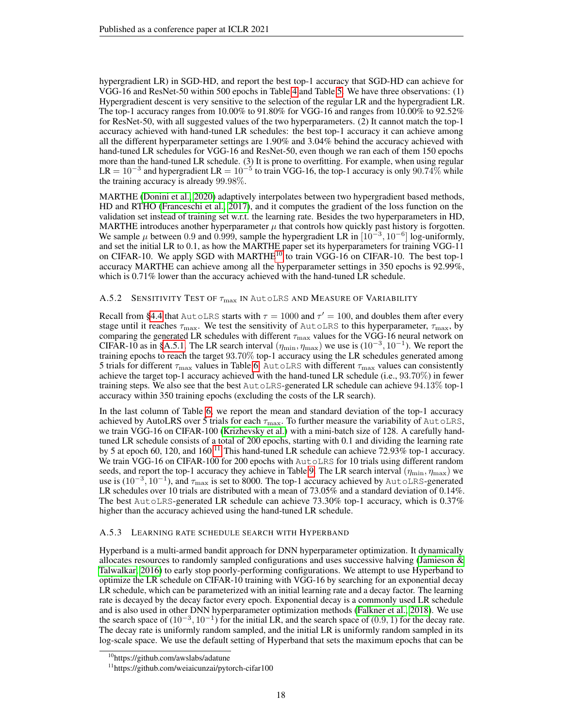hypergradient LR) in SGD-HD, and report the best top-1 accuracy that SGD-HD can achieve for VGG-16 and ResNet-50 within 500 epochs in Table 4 and Table 5. We have three observations: (1) Hypergradient descent is very sensitive to the selection of the regular LR and the hypergradient LR. The top-1 accuracy ranges from 10.00% to 91.80% for VGG-16 and ranges from 10.00% to 92.52% for ResNet-50, with all suggested values of the two hyperparameters. (2) It cannot match the top-1 accuracy achieved with hand-tuned LR schedules: the best top-1 accuracy it can achieve among all the different hyperparameter settings are 1.90% and 3.04% behind the accuracy achieved with hand-tuned LR schedules for VGG-16 and ResNet-50, even though we ran each of them 150 epochs more than the hand-tuned LR schedule. (3) It is prone to overfitting. For example, when using regular $\text{LR} = 10^{-3}$ and hypergradient $\text{LR} = 10^{-5}$ to train VGG-16, the top-1 accuracy is only $90.74\%$ while the training accuracy is already $99.98\%$.

MARTHE (Donini et al., 2020) adaptively interpolates between two hypergradient based methods, HD and RTHO (Franceschi et al., 2017), and it computes the gradient of the loss function on the validation set instead of training set w.r.t. the learning rate. Besides the two hyperparameters in HD, MARTHE introduces another hyperparameter $\mu$ that controls how quickly past history is forgotten. We sample $\mu$ between $0.9$ and $0.999$, sample the hypergradient LR in $[10^{-3}, 10^{-6}]$ log-uniformly, and set the initial LR to 0.1, as how the MARTHE paper set its hyperparameters for training VGG-11 on CIFAR-10. We apply SGD with MARTHE[10] to train VGG-16 on CIFAR-10. The best top-1 accuracy MARTHE can achieve among all the hyperparameter settings in 350 epochs is 92.99%, which is 0.71% lower than the accuracy achieved with the hand-tuned LR schedule.

### A.5.2 Sensitivity Test of $\tau_{\max}$ in AutoLRS and Measure of Variability

Recall from §4.4 that AutoLRS starts with $\tau = 1000$ and $\tau' = 100$, and doubles them after every stage until it reaches $\tau_{\max}$. We test the sensitivity of AutoLRS to this hyperparameter, $\tau_{\max}$, by comparing the generated LR schedules with different $\tau_{\max}$ values for the VGG-16 neural network on CIFAR-10 as in §A.5.1. The LR search interval $(\eta_{\min}, \eta_{\max})$ we use is $(10^{-3}, 10^{-1})$. We report the training epochs to reach the target $93.70\%$ top-1 accuracy using the LR schedules generated among 5 trials for different $\tau_{\max}$ values in Table 6. AutoLRS with different $\tau_{\max}$ values can consistently achieve the target top-1 accuracy achieved with the hand-tuned LR schedule (i.e., $93.70\%$) in fewer training steps. We also see that the best AutoLRS-generated LR schedule can achieve $94.13\%$ top-1 accuracy within 350 training epochs (excluding the costs of the LR search).

In the last column of Table 6, we report the mean and standard deviation of the top-1 accuracy achieved by AutoLRS over 5 trials for each $\tau_{\max}$. To further measure the variability of AutoLRS, we train VGG-16 on CIFAR-100 (Krizhevsky et al.) with a mini-batch size of 128. A carefully hand-tuned LR schedule consists of a total of 200 epochs, starting with 0.1 and dividing the learning rate by 5 at epoch 60, 120, and 160.[11] This hand-tuned LR schedule can achieve 72.93% top-1 accuracy. We train VGG-16 on CIFAR-100 for 200 epochs with AutoLRS for 10 trials using different random seeds, and report the top-1 accuracy they achieve in Table 9. The LR search interval $(\eta_{\min}, \eta_{\max})$ we use is $(10^{-3}, 10^{-1})$, and $\tau_{\max}$ is set to 8000. The top-1 accuracy achieved by AutoLRS-generated LR schedules over 10 trials are distributed with a mean of 73.05% and a standard deviation of 0.14%. The best AutoLRS-generated LR schedule can achieve 73.30% top-1 accuracy, which is 0.37% higher than the accuracy achieved using the hand-tuned LR schedule.

### A.5.3 Learning Rate Schedule Search with Hyperband

Hyperband is a multi-armed bandit approach for DNN hyperparameter optimization. It dynamically allocates resources to randomly sampled configurations and uses successive halving (Jamieson & Talwalkar, 2016) to early stop poorly-performing configurations. We attempt to use Hyperband to optimize the LR schedule on CIFAR-10 training with VGG-16 by searching for an exponential decay LR schedule, which can be parameterized with an initial learning rate and a decay factor. The learning rate is decayed by the decay factor every epoch. Exponential decay is a commonly used LR schedule and is also used in other DNN hyperparameter optimization methods (Falkner et al., 2018). We use the search space of $(10^{-3}, 10^{-1})$ for the initial LR, and the search space of $(0.9, 1)$ for the decay rate. The decay rate is uniformly random sampled, and the initial LR is uniformly random sampled in its log-scale space. We use the default setting of Hyperband that sets the maximum epochs that can be

[10] https://github.com/awslabs/adatune

[11] https://github.com/weiaicunzai/pytorch-cifar100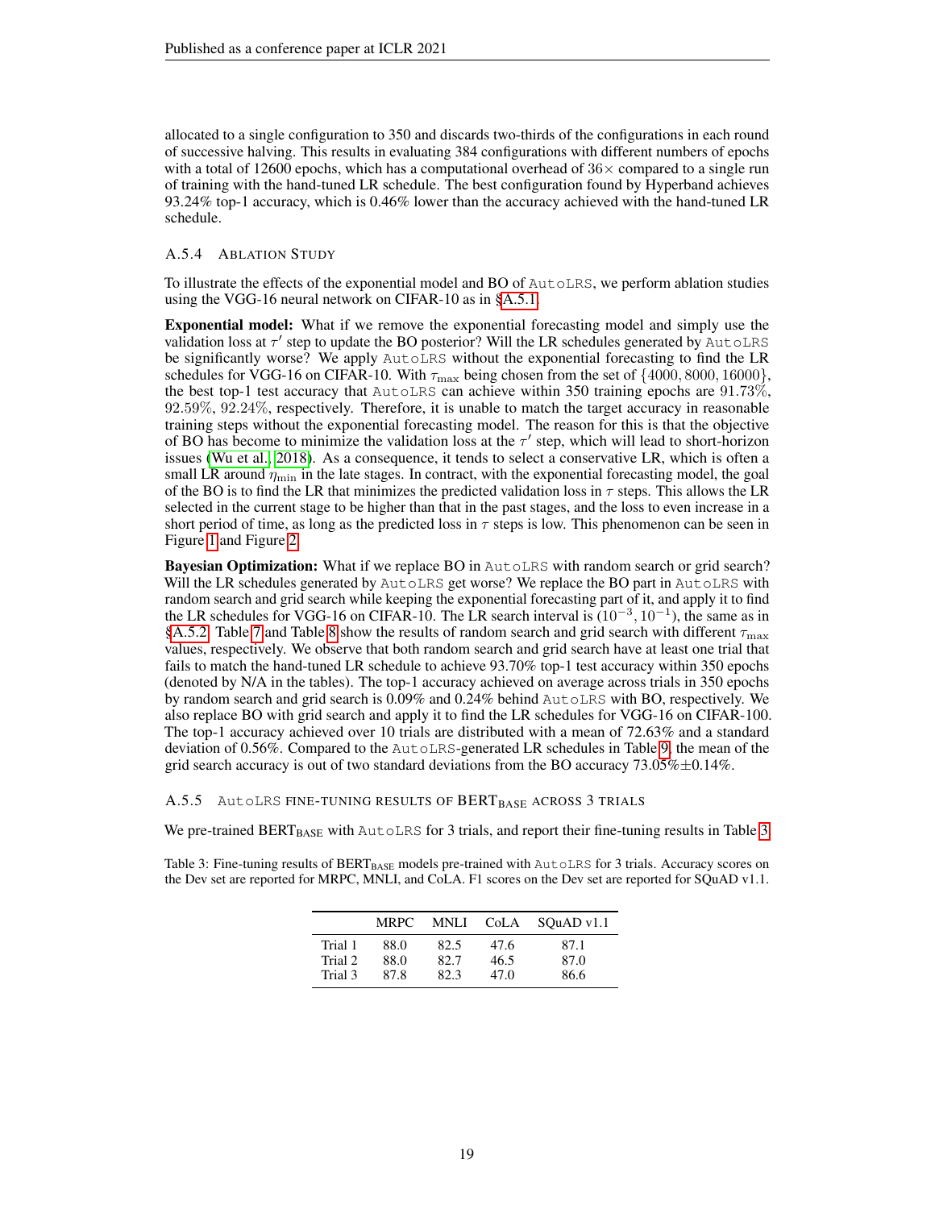allocated to a single configuration to 350 and discards two-thirds of the configurations in each round of successive halving. This results in evaluating 384 configurations with different numbers of epochs with a total of 12600 epochs, which has a computational overhead of 36× compared to a single run of training with the hand-tuned LR schedule. The best configuration found by Hyperband achieves 93.24% top-1 accuracy, which is 0.46% lower than the accuracy achieved with the hand-tuned LR schedule.

### A.5.4 Ablation Study

To illustrate the effects of the exponential model and BO of AutoLRS, we perform ablation studies using the VGG-16 neural network on CIFAR-10 as in §A.5.1.

**Exponential model:** What if we remove the exponential forecasting model and simply use the validation loss at $\tau'$ step to update the BO posterior? Will the LR schedules generated by AutoLRS be significantly worse? We apply AutoLRS without the exponential forecasting to find the LR schedules for VGG-16 on CIFAR-10. With $\tau_{\max}$ being chosen from the set of $\{4000, 8000, 16000\}$, the best top-1 test accuracy that AutoLRS can achieve within 350 training epochs are 91.73%, 92.59%, 92.24%, respectively. Therefore, it is unable to match the target accuracy in reasonable training steps without the exponential forecasting model. The reason for this is that the objective of BO has become to minimize the validation loss at the $\tau'$ step, which will lead to short-horizon issues (Wu et al., 2018). As a consequence, it tends to select a conservative LR, which is often a small LR around $\eta_{\min}$ in the late stages. In contract, with the exponential forecasting model, the goal of the BO is to find the LR that minimizes the predicted validation loss in $\tau$ steps. This allows the LR selected in the current stage to be higher than that in the past stages, and the loss to even increase in a short period of time, as long as the predicted loss in $\tau$ steps is low. This phenomenon can be seen in Figure 1 and Figure 2.

**Bayesian Optimization:** What if we replace BO in AutoLRS with random search or grid search? Will the LR schedules generated by AutoLRS get worse? We replace the BO part in AutoLRS with random search and grid search while keeping the exponential forecasting part of it, and apply it to find the LR schedules for VGG-16 on CIFAR-10. The LR search interval is $(10^{-3}, 10^{-1})$, the same as in §A.5.2. Table 7 and Table 8 show the results of random search and grid search with different $\tau_{\max}$ values, respectively. We observe that both random search and grid search have at least one trial that fails to match the hand-tuned LR schedule to achieve 93.70% top-1 test accuracy within 350 epochs (denoted by N/A in the tables). The top-1 accuracy achieved on average across trials in 350 epochs by random search and grid search is 0.09% and 0.24% behind AutoLRS with BO, respectively. We also replace BO with grid search and apply it to find the LR schedules for VGG-16 on CIFAR-100. The top-1 accuracy achieved over 10 trials are distributed with a mean of 72.63% and a standard deviation of 0.56%. Compared to the AutoLRS-generated LR schedules in Table 9, the mean of the grid search accuracy is out of two standard deviations from the BO accuracy 73.05%±0.14%.

### A.5.5 AutoLRS fine-tuning results of BERT$_{\text{BASE}}$ across 3 trials

We pre-trained BERT$_{\text{BASE}}$ with AutoLRS for 3 trials, and report their fine-tuning results in Table 3.

Table 3: Fine-tuning results of BERT$_{\text{BASE}}$ models pre-trained with AutoLRS for 3 trials. Accuracy scores on the Dev set are reported for MRPC, MNLI, and CoLA. F1 scores on the Dev set are reported for SQuAD v1.1.

| | MRPC | MNLI | CoLA | SQuAD v1.1 |
|---|---|---|---|---|
| Trial 1 | 88.0 | 82.5 | 47.6 | 87.1 |
| Trial 2 | 88.0 | 82.7 | 46.5 | 87.0 |
| Trial 3 | 87.8 | 82.3 | 47.0 | 86.6 |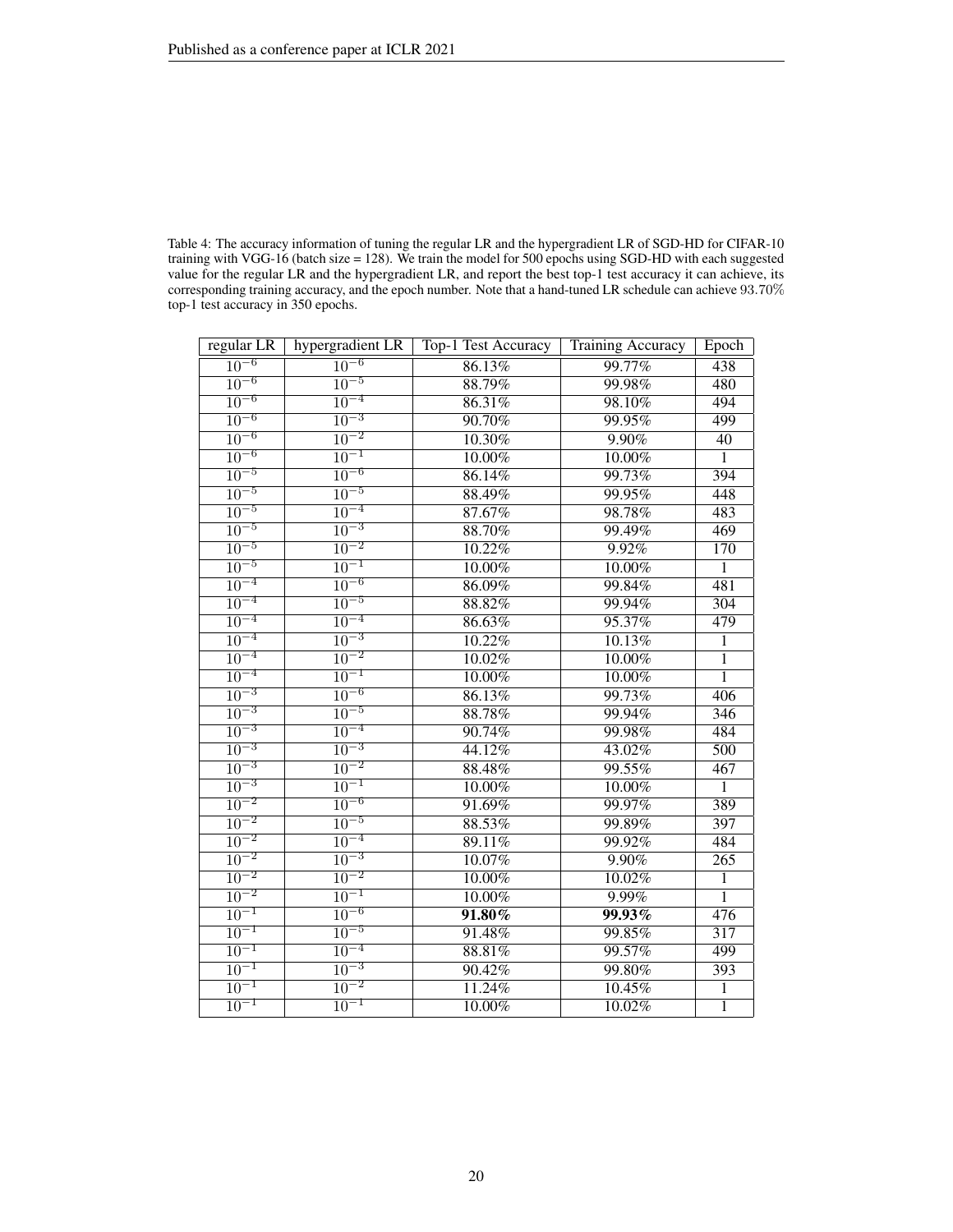Table 4: The accuracy information of tuning the regular LR and the hypergradient LR of SGD-HD for CIFAR-10 training with VGG-16 (batch size = 128). We train the model for 500 epochs using SGD-HD with each suggested value for the regular LR and the hypergradient LR, and report the best top-1 test accuracy it can achieve, its corresponding training accuracy, and the epoch number. Note that a hand-tuned LR schedule can achieve 93.70% top-1 test accuracy in 350 epochs.

| regular LR | hypergradient LR | Top-1 Test Accuracy | Training Accuracy | Epoch |
|---|---|---|---|---|
| $10^{-6}$ | $10^{-6}$ | 86.13% | 99.77% | 438 |
| $10^{-6}$ | $10^{-5}$ | 88.79% | 99.98% | 480 |
| $10^{-6}$ | $10^{-4}$ | 86.31% | 98.10% | 494 |
| $10^{-6}$ | $10^{-3}$ | 90.70% | 99.95% | 499 |
| $10^{-6}$ | $10^{-2}$ | 10.30% | 9.90% | 40 |
| $10^{-6}$ | $10^{-1}$ | 10.00% | 10.00% | 1 |
| $10^{-5}$ | $10^{-6}$ | 86.14% | 99.73% | 394 |
| $10^{-5}$ | $10^{-5}$ | 88.49% | 99.95% | 448 |
| $10^{-5}$ | $10^{-4}$ | 87.67% | 98.78% | 483 |
| $10^{-5}$ | $10^{-3}$ | 88.70% | 99.49% | 469 |
| $10^{-5}$ | $10^{-2}$ | 10.22% | 9.92% | 170 |
| $10^{-5}$ | $10^{-1}$ | 10.00% | 10.00% | 1 |
| $10^{-4}$ | $10^{-6}$ | 86.09% | 99.84% | 481 |
| $10^{-4}$ | $10^{-5}$ | 88.82% | 99.94% | 304 |
| $10^{-4}$ | $10^{-4}$ | 86.63% | 95.37% | 479 |
| $10^{-4}$ | $10^{-3}$ | 10.22% | 10.13% | 1 |
| $10^{-4}$ | $10^{-2}$ | 10.02% | 10.00% | 1 |
| $10^{-4}$ | $10^{-1}$ | 10.00% | 10.00% | 1 |
| $10^{-3}$ | $10^{-6}$ | 86.13% | 99.73% | 406 |
| $10^{-3}$ | $10^{-5}$ | 88.78% | 99.94% | 346 |
| $10^{-3}$ | $10^{-4}$ | 90.74% | 99.98% | 484 |
| $10^{-3}$ | $10^{-3}$ | 44.12% | 43.02% | 500 |
| $10^{-3}$ | $10^{-2}$ | 88.48% | 99.55% | 467 |
| $10^{-3}$ | $10^{-1}$ | 10.00% | 10.00% | 1 |
| $10^{-2}$ | $10^{-6}$ | 91.69% | 99.97% | 389 |
| $10^{-2}$ | $10^{-5}$ | 88.53% | 99.89% | 397 |
| $10^{-2}$ | $10^{-4}$ | 89.11% | 99.92% | 484 |
| $10^{-2}$ | $10^{-3}$ | 10.07% | 9.90% | 265 |
| $10^{-2}$ | $10^{-2}$ | 10.00% | 10.02% | 1 |
| $10^{-2}$ | $10^{-1}$ | 10.00% | 9.99% | 1 |
| $10^{-1}$ | $10^{-6}$ | **91.80%** | **99.93%** | 476 |
| $10^{-1}$ | $10^{-5}$ | 91.48% | 99.85% | 317 |
| $10^{-1}$ | $10^{-4}$ | 88.81% | 99.57% | 499 |
| $10^{-1}$ | $10^{-3}$ | 90.42% | 99.80% | 393 |
| $10^{-1}$ | $10^{-2}$ | 11.24% | 10.45% | 1 |
| $10^{-1}$ | $10^{-1}$ | 10.00% | 10.02% | 1 |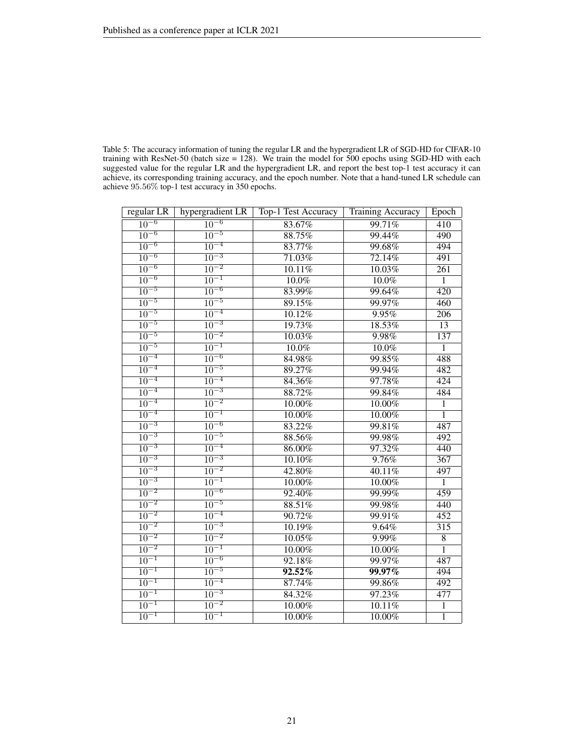Table 5: The accuracy information of tuning the regular LR and the hypergradient LR of SGD-HD for CIFAR-10 training with ResNet-50 (batch size = 128). We train the model for 500 epochs using SGD-HD with each suggested value for the regular LR and the hypergradient LR, and report the best top-1 test accuracy it can achieve, its corresponding training accuracy, and the epoch number. Note that a hand-tuned LR schedule can achieve 95.56% top-1 test accuracy in 350 epochs.

| regular LR | hypergradient LR | Top-1 Test Accuracy | Training Accuracy | Epoch |
|---|---|---|---|---|
| $10^{-6}$ | $10^{-6}$ | 83.67% | 99.71% | 410 |
| $10^{-6}$ | $10^{-5}$ | 88.75% | 99.44% | 490 |
| $10^{-6}$ | $10^{-4}$ | 83.77% | 99.68% | 494 |
| $10^{-6}$ | $10^{-3}$ | 71.03% | 72.14% | 491 |
| $10^{-6}$ | $10^{-2}$ | 10.11% | 10.03% | 261 |
| $10^{-6}$ | $10^{-1}$ | 10.0% | 10.0% | 1 |
| $10^{-5}$ | $10^{-6}$ | 83.99% | 99.64% | 420 |
| $10^{-5}$ | $10^{-5}$ | 89.15% | 99.97% | 460 |
| $10^{-5}$ | $10^{-4}$ | 10.12% | 9.95% | 206 |
| $10^{-5}$ | $10^{-3}$ | 19.73% | 18.53% | 13 |
| $10^{-5}$ | $10^{-2}$ | 10.03% | 9.98% | 137 |
| $10^{-5}$ | $10^{-1}$ | 10.0% | 10.0% | 1 |
| $10^{-4}$ | $10^{-6}$ | 84.98% | 99.85% | 488 |
| $10^{-4}$ | $10^{-5}$ | 89.27% | 99.94% | 482 |
| $10^{-4}$ | $10^{-4}$ | 84.36% | 97.78% | 424 |
| $10^{-4}$ | $10^{-3}$ | 88.72% | 99.84% | 484 |
| $10^{-4}$ | $10^{-2}$ | 10.00% | 10.00% | 1 |
| $10^{-4}$ | $10^{-1}$ | 10.00% | 10.00% | 1 |
| $10^{-3}$ | $10^{-6}$ | 83.22% | 99.81% | 487 |
| $10^{-3}$ | $10^{-5}$ | 88.56% | 99.98% | 492 |
| $10^{-3}$ | $10^{-4}$ | 86.00% | 97.32% | 440 |
| $10^{-3}$ | $10^{-3}$ | 10.10% | 9.76% | 367 |
| $10^{-3}$ | $10^{-2}$ | 42.80% | 40.11% | 497 |
| $10^{-3}$ | $10^{-1}$ | 10.00% | 10.00% | 1 |
| $10^{-2}$ | $10^{-6}$ | 92.40% | 99.99% | 459 |
| $10^{-2}$ | $10^{-5}$ | 88.51% | 99.98% | 440 |
| $10^{-2}$ | $10^{-4}$ | 90.72% | 99.91% | 452 |
| $10^{-2}$ | $10^{-3}$ | 10.19% | 9.64% | 315 |
| $10^{-2}$ | $10^{-2}$ | 10.05% | 9.99% | 8 |
| $10^{-2}$ | $10^{-1}$ | 10.00% | 10.00% | 1 |
| $10^{-1}$ | $10^{-6}$ | 92.18% | 99.97% | 487 |
| $10^{-1}$ | $10^{-5}$ | **92.52%** | **99.97%** | 494 |
| $10^{-1}$ | $10^{-4}$ | 87.74% | 99.86% | 492 |
| $10^{-1}$ | $10^{-3}$ | 84.32% | 97.23% | 477 |
| $10^{-1}$ | $10^{-2}$ | 10.00% | 10.11% | 1 |
| $10^{-1}$ | $10^{-1}$ | 10.00% | 10.00% | 1 |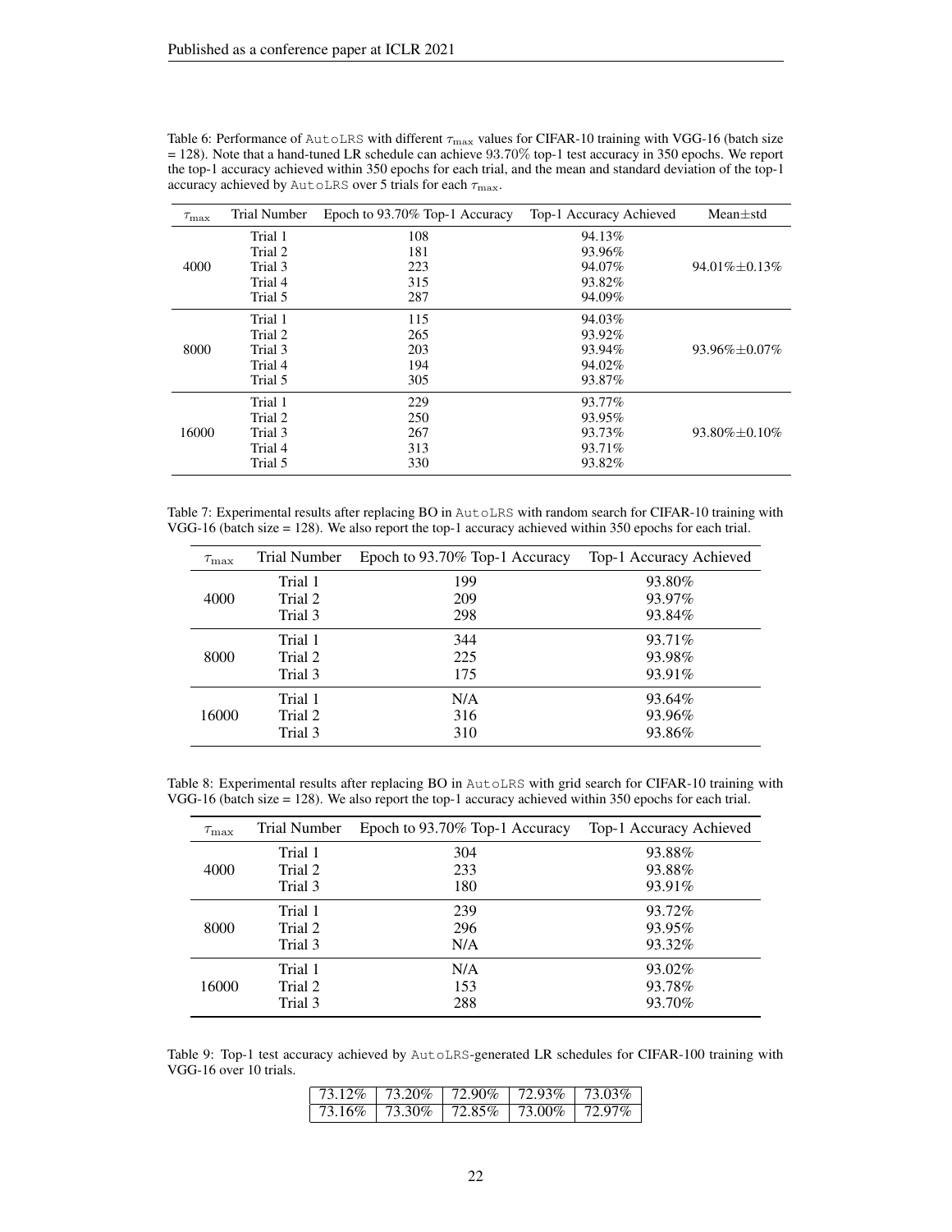Table 6: Performance of AutoLRS with different $\tau_{\max}$ values for CIFAR-10 training with VGG-16 (batch size = 128). Note that a hand-tuned LR schedule can achieve 93.70% top-1 test accuracy in 350 epochs. We report the top-1 accuracy achieved within 350 epochs for each trial, and the mean and standard deviation of the top-1 accuracy achieved by AutoLRS over 5 trials for each $\tau_{\max}$.

| $\tau_{\max}$ | Trial Number | Epoch to 93.70% Top-1 Accuracy | Top-1 Accuracy Achieved | Mean±std |
|---|---|---|---|---|
| 4000 | Trial 1 | 108 | 94.13% | 94.01%±0.13% |
| | Trial 2 | 181 | 93.96% | |
| | Trial 3 | 223 | 94.07% | |
| | Trial 4 | 315 | 93.82% | |
| | Trial 5 | 287 | 94.09% | |
| 8000 | Trial 1 | 115 | 94.03% | 93.96%±0.07% |
| | Trial 2 | 265 | 93.92% | |
| | Trial 3 | 203 | 93.94% | |
| | Trial 4 | 194 | 94.02% | |
| | Trial 5 | 305 | 93.87% | |
| 16000 | Trial 1 | 229 | 93.77% | 93.80%±0.10% |
| | Trial 2 | 250 | 93.95% | |
| | Trial 3 | 267 | 93.73% | |
| | Trial 4 | 313 | 93.71% | |
| | Trial 5 | 330 | 93.82% | |

Table 7: Experimental results after replacing BO in AutoLRS with random search for CIFAR-10 training with VGG-16 (batch size = 128). We also report the top-1 accuracy achieved within 350 epochs for each trial.

| $\tau_{\max}$ | Trial Number | Epoch to 93.70% Top-1 Accuracy | Top-1 Accuracy Achieved |
|---|---|---|---|
| 4000 | Trial 1 | 199 | 93.80% |
| | Trial 2 | 209 | 93.97% |
| | Trial 3 | 298 | 93.84% |
| 8000 | Trial 1 | 344 | 93.71% |
| | Trial 2 | 225 | 93.98% |
| | Trial 3 | 175 | 93.91% |
| 16000 | Trial 1 | N/A | 93.64% |
| | Trial 2 | 316 | 93.96% |
| | Trial 3 | 310 | 93.86% |

Table 8: Experimental results after replacing BO in AutoLRS with grid search for CIFAR-10 training with VGG-16 (batch size = 128). We also report the top-1 accuracy achieved within 350 epochs for each trial.

| $\tau_{\max}$ | Trial Number | Epoch to 93.70% Top-1 Accuracy | Top-1 Accuracy Achieved |
|---|---|---|---|
| 4000 | Trial 1 | 304 | 93.88% |
| | Trial 2 | 233 | 93.88% |
| | Trial 3 | 180 | 93.91% |
| 8000 | Trial 1 | 239 | 93.72% |
| | Trial 2 | 296 | 93.95% |
| | Trial 3 | N/A | 93.32% |
| 16000 | Trial 1 | N/A | 93.02% |
| | Trial 2 | 153 | 93.78% |
| | Trial 3 | 288 | 93.70% |

Table 9: Top-1 test accuracy achieved by AutoLRS-generated LR schedules for CIFAR-100 training with VGG-16 over 10 trials.

| | | | | |
|---|---|---|---|---|
| 73.12% | 73.20% | 72.90% | 72.93% | 73.03% |
| 73.16% | 73.30% | 72.85% | 73.00% | 72.97% |